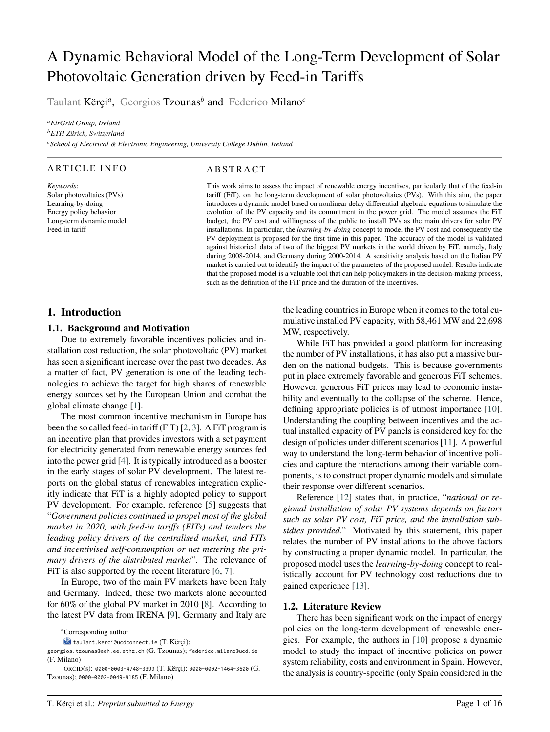# A Dynamic Behavioral Model of the Long-Term Development of Solar Photovoltaic Generation driven by Feed-in Tariffs

Taulant Kërçi[a], Georgios Tzounas[b] and Federico Milano[c]

[a] *EirGrid Group, Ireland*
[b] *ETH Zürich, Switzerland*
[c] *School of Electrical & Electronic Engineering, University College Dublin, Ireland*

## ARTICLE INFO

*Keywords*:
Solar photovoltaics (PVs)
Learning-by-doing
Energy policy behavior
Long-term dynamic model
Feed-in tariff

## ABSTRACT

This work aims to assess the impact of renewable energy incentives, particularly that of the feed-in tariff (FiT), on the long-term development of solar photovoltaics (PVs). With this aim, the paper introduces a dynamic model based on nonlinear delay differential algebraic equations to simulate the evolution of the PV capacity and its commitment in the power grid. The model assumes the FiT budget, the PV cost and willingness of the public to install PVs as the main drivers for solar PV installations. In particular, the *learning-by-doing* concept to model the PV cost and consequently the PV deployment is proposed for the first time in this paper. The accuracy of the model is validated against historical data of two of the biggest PV markets in the world driven by FiT, namely, Italy during 2008-2014, and Germany during 2000-2014. A sensitivity analysis based on the Italian PV market is carried out to identify the impact of the parameters of the proposed model. Results indicate that the proposed model is a valuable tool that can help policymakers in the decision-making process, such as the definition of the FiT price and the duration of the incentives.

## 1. Introduction

### 1.1. Background and Motivation

Due to extremely favorable incentives policies and installation cost reduction, the solar photovoltaic (PV) market has seen a significant increase over the past two decades. As a matter of fact, PV generation is one of the leading technologies to achieve the target for high shares of renewable energy sources set by the European Union and combat the global climate change [1].

The most common incentive mechanism in Europe has been the so called feed-in tariff (FiT) [2, 3]. A FiT program is an incentive plan that provides investors with a set payment for electricity generated from renewable energy sources fed into the power grid [4]. It is typically introduced as a booster in the early stages of solar PV development. The latest reports on the global status of renewables integration explicitly indicate that FiT is a highly adopted policy to support PV development. For example, reference [5] suggests that "*Government policies continued to propel most of the global market in 2020, with feed-in tariffs (FITs) and tenders the leading policy drivers of the centralised market, and FITs and incentivised self-consumption or net metering the primary drivers of the distributed market*". The relevance of FiT is also supported by the recent literature [6, 7].

In Europe, two of the main PV markets have been Italy and Germany. Indeed, these two markets alone accounted for 60% of the global PV market in 2010 [8]. According to the latest PV data from IRENA [9], Germany and Italy are the leading countries in Europe when it comes to the total cumulative installed PV capacity, with 58,461 MW and 22,698 MW, respectively.

While FiT has provided a good platform for increasing the number of PV installations, it has also put a massive burden on the national budgets. This is because governments put in place extremely favorable and generous FiT schemes. However, generous FiT prices may lead to economic instability and eventually to the collapse of the scheme. Hence, defining appropriate policies is of utmost importance [10]. Understanding the coupling between incentives and the actual installed capacity of PV panels is considered key for the design of policies under different scenarios [11]. A powerful way to understand the long-term behavior of incentive policies and capture the interactions among their variable components, is to construct proper dynamic models and simulate their response over different scenarios.

Reference [12] states that, in practice, "*national or regional installation of solar PV systems depends on factors such as solar PV cost, FiT price, and the installation subsidies provided*." Motivated by this statement, this paper relates the number of PV installations to the above factors by constructing a proper dynamic model. In particular, the proposed model uses the *learning-by-doing* concept to realistically account for PV technology cost reductions due to gained experience [13].

### 1.2. Literature Review

There has been significant work on the impact of energy policies on the long-term development of renewable energies. For example, the authors in [10] propose a dynamic model to study the impact of incentive policies on power system reliability, costs and environment in Spain. However, the analysis is country-specific (only Spain considered in the

---

*Corresponding author
taulant.kerci@ucdconnect.ie (T. Kërçi);
georgios.tzounas@eeh.ee.ethz.ch (G. Tzounas); federico.milano@ucd.ie (F. Milano)
ORCID(s): 0000-0003-4748-3399 (T. Kërçi); 0000-0002-1464-3600 (G. Tzounas); 0000-0002-0049-9185 (F. Milano)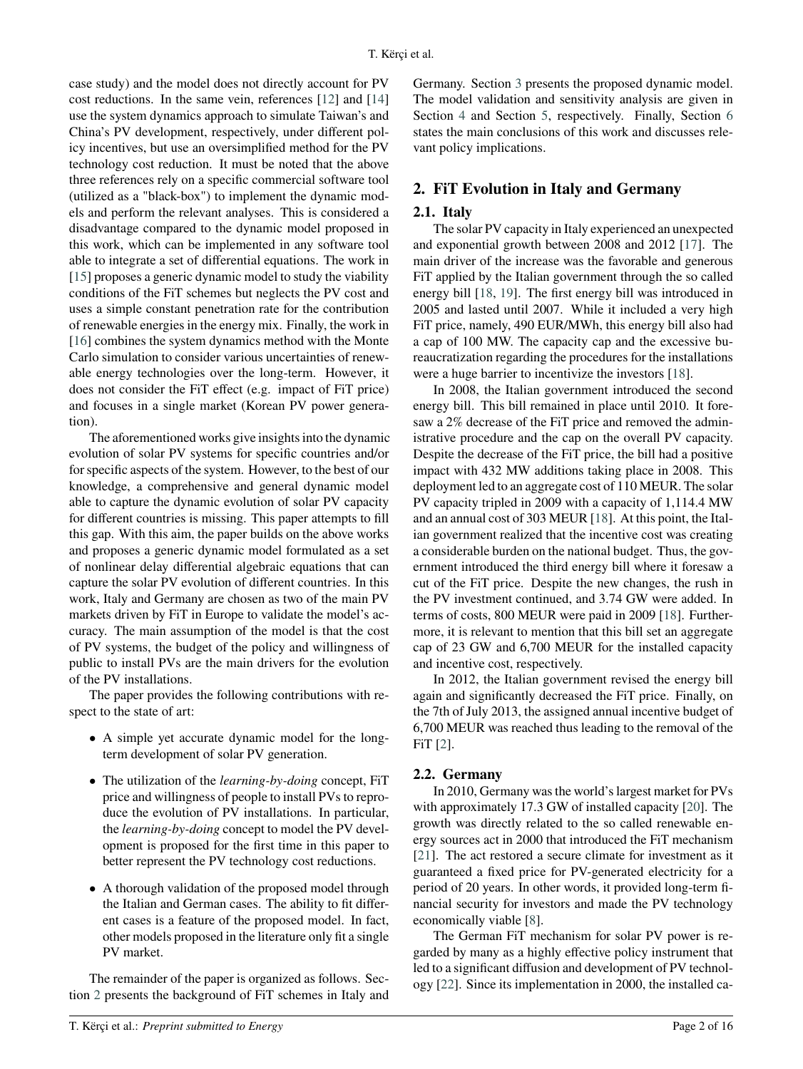case study) and the model does not directly account for PV cost reductions. In the same vein, references [12] and [14] use the system dynamics approach to simulate Taiwan's and China's PV development, respectively, under different policy incentives, but use an oversimplified method for the PV technology cost reduction. It must be noted that the above three references rely on a specific commercial software tool (utilized as a "black-box") to implement the dynamic models and perform the relevant analyses. This is considered a disadvantage compared to the dynamic model proposed in this work, which can be implemented in any software tool able to integrate a set of differential equations. The work in [15] proposes a generic dynamic model to study the viability conditions of the FiT schemes but neglects the PV cost and uses a simple constant penetration rate for the contribution of renewable energies in the energy mix. Finally, the work in [16] combines the system dynamics method with the Monte Carlo simulation to consider various uncertainties of renewable energy technologies over the long-term. However, it does not consider the FiT effect (e.g. impact of FiT price) and focuses in a single market (Korean PV power generation).

The aforementioned works give insights into the dynamic evolution of solar PV systems for specific countries and/or for specific aspects of the system. However, to the best of our knowledge, a comprehensive and general dynamic model able to capture the dynamic evolution of solar PV capacity for different countries is missing. This paper attempts to fill this gap. With this aim, the paper builds on the above works and proposes a generic dynamic model formulated as a set of nonlinear delay differential algebraic equations that can capture the solar PV evolution of different countries. In this work, Italy and Germany are chosen as two of the main PV markets driven by FiT in Europe to validate the model's accuracy. The main assumption of the model is that the cost of PV systems, the budget of the policy and willingness of public to install PVs are the main drivers for the evolution of the PV installations.

The paper provides the following contributions with respect to the state of art:

- A simple yet accurate dynamic model for the long-term development of solar PV generation.
- The utilization of the *learning-by-doing* concept, FiT price and willingness of people to install PVs to reproduce the evolution of PV installations. In particular, the *learning-by-doing* concept to model the PV development is proposed for the first time in this paper to better represent the PV technology cost reductions.
- A thorough validation of the proposed model through the Italian and German cases. The ability to fit different cases is a feature of the proposed model. In fact, other models proposed in the literature only fit a single PV market.

The remainder of the paper is organized as follows. Section 2 presents the background of FiT schemes in Italy and Germany. Section 3 presents the proposed dynamic model. The model validation and sensitivity analysis are given in Section 4 and Section 5, respectively. Finally, Section 6 states the main conclusions of this work and discusses relevant policy implications.

## 2. FiT Evolution in Italy and Germany

### 2.1. Italy

The solar PV capacity in Italy experienced an unexpected and exponential growth between 2008 and 2012 [17]. The main driver of the increase was the favorable and generous FiT applied by the Italian government through the so called energy bill [18, 19]. The first energy bill was introduced in 2005 and lasted until 2007. While it included a very high FiT price, namely, 490 EUR/MWh, this energy bill also had a cap of 100 MW. The capacity cap and the excessive bureaucratization regarding the procedures for the installations were a huge barrier to incentivize the investors [18].

In 2008, the Italian government introduced the second energy bill. This bill remained in place until 2010. It foresaw a 2% decrease of the FiT price and removed the administrative procedure and the cap on the overall PV capacity. Despite the decrease of the FiT price, the bill had a positive impact with 432 MW additions taking place in 2008. This deployment led to an aggregate cost of 110 MEUR. The solar PV capacity tripled in 2009 with a capacity of 1,114.4 MW and an annual cost of 303 MEUR [18]. At this point, the Italian government realized that the incentive cost was creating a considerable burden on the national budget. Thus, the government introduced the third energy bill where it foresaw a cut of the FiT price. Despite the new changes, the rush in the PV investment continued, and 3.74 GW were added. In terms of costs, 800 MEUR were paid in 2009 [18]. Furthermore, it is relevant to mention that this bill set an aggregate cap of 23 GW and 6,700 MEUR for the installed capacity and incentive cost, respectively.

In 2012, the Italian government revised the energy bill again and significantly decreased the FiT price. Finally, on the 7th of July 2013, the assigned annual incentive budget of 6,700 MEUR was reached thus leading to the removal of the FiT [2].

### 2.2. Germany

In 2010, Germany was the world's largest market for PVs with approximately 17.3 GW of installed capacity [20]. The growth was directly related to the so called renewable energy sources act in 2000 that introduced the FiT mechanism [21]. The act restored a secure climate for investment as it guaranteed a fixed price for PV-generated electricity for a period of 20 years. In other words, it provided long-term financial security for investors and made the PV technology economically viable [8].

The German FiT mechanism for solar PV power is regarded by many as a highly effective policy instrument that led to a significant diffusion and development of PV technology [22]. Since its implementation in 2000, the installed ca-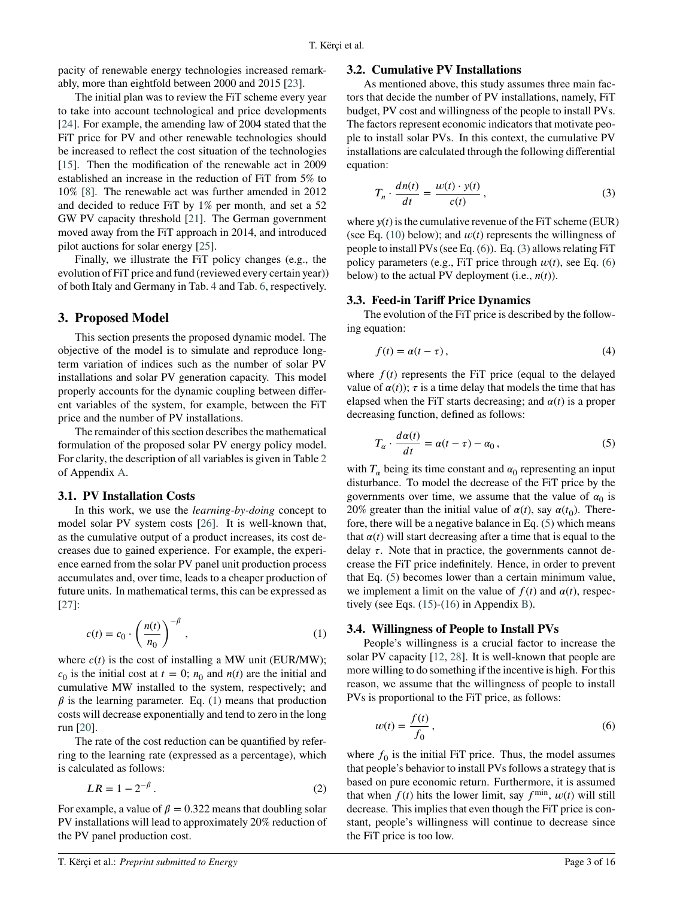pacity of renewable energy technologies increased remarkably, more than eightfold between 2000 and 2015 [23].

The initial plan was to review the FiT scheme every year to take into account technological and price developments [24]. For example, the amending law of 2004 stated that the FiT price for PV and other renewable technologies should be increased to reflect the cost situation of the technologies [15]. Then the modification of the renewable act in 2009 established an increase in the reduction of FiT from 5% to 10% [8]. The renewable act was further amended in 2012 and decided to reduce FiT by 1% per month, and set a 52 GW PV capacity threshold [21]. The German government moved away from the FiT approach in 2014, and introduced pilot auctions for solar energy [25].

Finally, we illustrate the FiT policy changes (e.g., the evolution of FiT price and fund (reviewed every certain year)) of both Italy and Germany in Tab. 4 and Tab. 6, respectively.

## 3. Proposed Model

This section presents the proposed dynamic model. The objective of the model is to simulate and reproduce long-term variation of indices such as the number of solar PV installations and solar PV generation capacity. This model properly accounts for the dynamic coupling between different variables of the system, for example, between the FiT price and the number of PV installations.

The remainder of this section describes the mathematical formulation of the proposed solar PV energy policy model. For clarity, the description of all variables is given in Table 2 of Appendix A.

### 3.1. PV Installation Costs

In this work, we use the *learning-by-doing* concept to model solar PV system costs [26]. It is well-known that, as the cumulative output of a product increases, its cost decreases due to gained experience. For example, the experience earned from the solar PV panel unit production process accumulates and, over time, leads to a cheaper production of future units. In mathematical terms, this can be expressed as [27]:

$$c(t) = c_0 \cdot \left( \frac{n(t)}{n_0} \right)^{-\beta} , \tag{1}$$

where $c(t)$ is the cost of installing a MW unit (EUR/MW); $c_0$ is the initial cost at $t = 0$; $n_0$ and $n(t)$ are the initial and cumulative MW installed to the system, respectively; and $\beta$ is the learning parameter. Eq. (1) means that production costs will decrease exponentially and tend to zero in the long run [20].

The rate of the cost reduction can be quantified by referring to the learning rate (expressed as a percentage), which is calculated as follows:

$$LR = 1 - 2^{-\beta} . \tag{2}$$

For example, a value of $\beta = 0.322$ means that doubling solar PV installations will lead to approximately 20% reduction of the PV panel production cost.

### 3.2. Cumulative PV Installations

As mentioned above, this study assumes three main factors that decide the number of PV installations, namely, FiT budget, PV cost and willingness of the people to install PVs. The factors represent economic indicators that motivate people to install solar PVs. In this context, the cumulative PV installations are calculated through the following differential equation:

$$T_n \cdot \frac{dn(t)}{dt} = \frac{w(t) \cdot y(t)}{c(t)} , \tag{3}$$

where $y(t)$ is the cumulative revenue of the FiT scheme (EUR) (see Eq. (10) below); and $w(t)$ represents the willingness of people to install PVs (see Eq. (6)). Eq. (3) allows relating FiT policy parameters (e.g., FiT price through $w(t)$, see Eq. (6) below) to the actual PV deployment (i.e., $n(t)$).

### 3.3. Feed-in Tariff Price Dynamics

The evolution of the FiT price is described by the following equation:

$$f(t) = \alpha(t - \tau) , \tag{4}$$

where $f(t)$ represents the FiT price (equal to the delayed value of $\alpha(t)$); $\tau$ is a time delay that models the time that has elapsed when the FiT starts decreasing; and $\alpha(t)$ is a proper decreasing function, defined as follows:

$$T_\alpha \cdot \frac{d\alpha(t)}{dt} = \alpha(t - \tau) - \alpha_0 , \tag{5}$$

with $T_\alpha$ being its time constant and $\alpha_0$ representing an input disturbance. To model the decrease of the FiT price by the governments over time, we assume that the value of $\alpha_0$ is 20% greater than the initial value of $\alpha(t)$, say $\alpha(t_0)$. Therefore, there will be a negative balance in Eq. (5) which means that $\alpha(t)$ will start decreasing after a time that is equal to the delay $\tau$. Note that in practice, the governments cannot decrease the FiT price indefinitely. Hence, in order to prevent that Eq. (5) becomes lower than a certain minimum value, we implement a limit on the value of $f(t)$ and $\alpha(t)$, respectively (see Eqs. (15)-(16) in Appendix B).

### 3.4. Willingness of People to Install PVs

People's willingness is a crucial factor to increase the solar PV capacity [12, 28]. It is well-known that people are more willing to do something if the incentive is high. For this reason, we assume that the willingness of people to install PVs is proportional to the FiT price, as follows:

$$w(t) = \frac{f(t)}{f_0} , \tag{6}$$

where $f_0$ is the initial FiT price. Thus, the model assumes that people's behavior to install PVs follows a strategy that is based on pure economic return. Furthermore, it is assumed that when $f(t)$ hits the lower limit, say $f^{\min}$, $w(t)$ will still decrease. This implies that even though the FiT price is constant, people's willingness will continue to decrease since the FiT price is too low.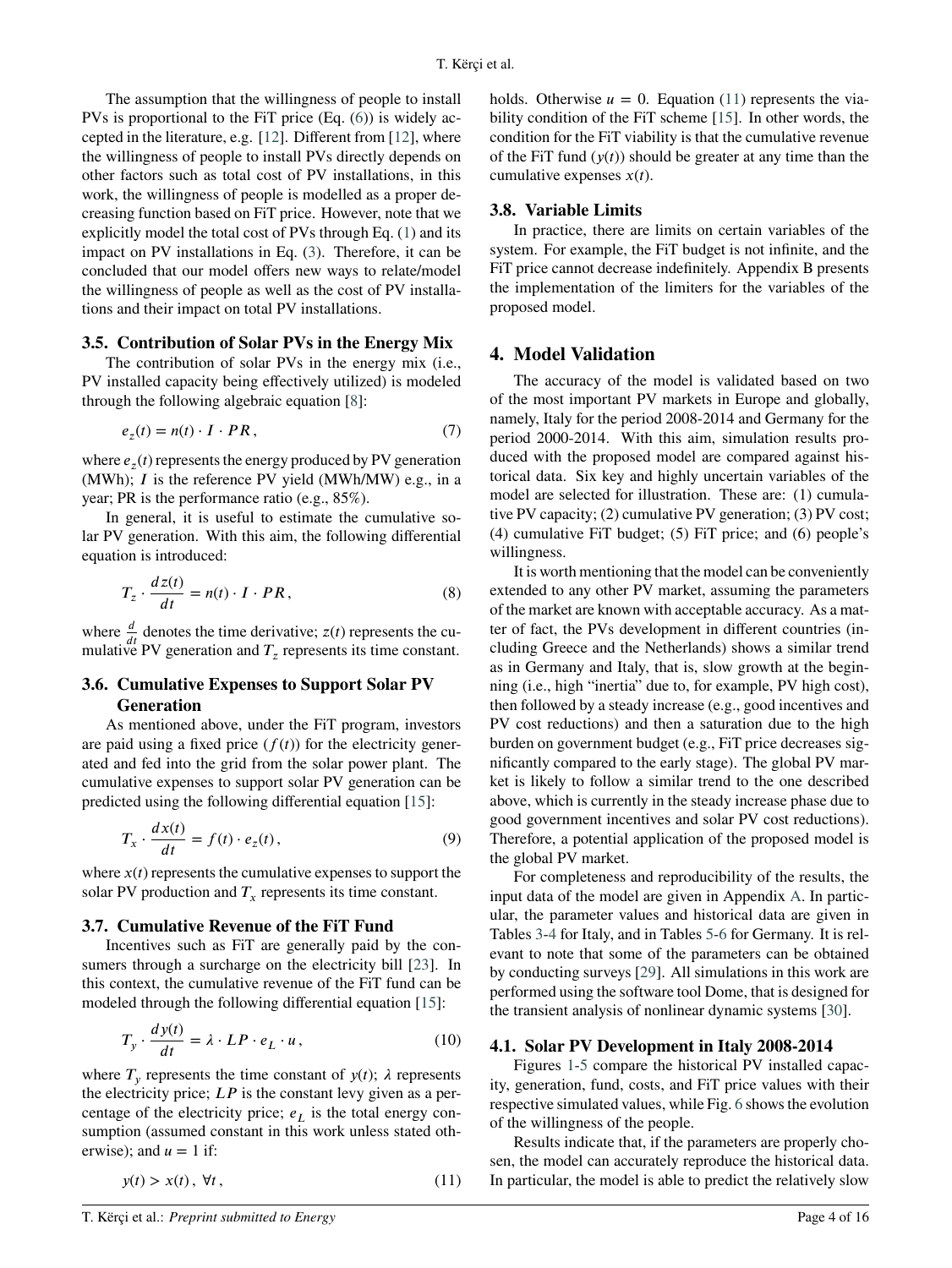The assumption that the willingness of people to install PVs is proportional to the FiT price (Eq. (6)) is widely accepted in the literature, e.g. [12]. Different from [12], where the willingness of people to install PVs directly depends on other factors such as total cost of PV installations, in this work, the willingness of people is modelled as a proper decreasing function based on FiT price. However, note that we explicitly model the total cost of PVs through Eq. (1) and its impact on PV installations in Eq. (3). Therefore, it can be concluded that our model offers new ways to relate/model the willingness of people as well as the cost of PV installations and their impact on total PV installations.

### 3.5. Contribution of Solar PVs in the Energy Mix

The contribution of solar PVs in the energy mix (i.e., PV installed capacity being effectively utilized) is modeled through the following algebraic equation [8]:

$$e_z(t) = n(t) \cdot I \cdot PR, \tag{7}$$

where $e_z(t)$ represents the energy produced by PV generation (MWh); $I$ is the reference PV yield (MWh/MW) e.g., in a year; PR is the performance ratio (e.g., 85%).

In general, it is useful to estimate the cumulative solar PV generation. With this aim, the following differential equation is introduced:

$$T_z \cdot \frac{dz(t)}{dt} = n(t) \cdot I \cdot PR, \tag{8}$$

where $\frac{d}{dt}$ denotes the time derivative; $z(t)$ represents the cumulative PV generation and $T_z$ represents its time constant.

### 3.6. Cumulative Expenses to Support Solar PV Generation

As mentioned above, under the FiT program, investors are paid using a fixed price ($f(t)$) for the electricity generated and fed into the grid from the solar power plant. The cumulative expenses to support solar PV generation can be predicted using the following differential equation [15]:

$$T_x \cdot \frac{dx(t)}{dt} = f(t) \cdot e_z(t), \tag{9}$$

where $x(t)$ represents the cumulative expenses to support the solar PV production and $T_x$ represents its time constant.

### 3.7. Cumulative Revenue of the FiT Fund

Incentives such as FiT are generally paid by the consumers through a surcharge on the electricity bill [23]. In this context, the cumulative revenue of the FiT fund can be modeled through the following differential equation [15]:

$$T_y \cdot \frac{dy(t)}{dt} = \lambda \cdot LP \cdot e_L \cdot u, \tag{10}$$

where $T_y$ represents the time constant of $y(t)$; $\lambda$ represents the electricity price; $LP$ is the constant levy given as a percentage of the electricity price; $e_L$ is the total energy consumption (assumed constant in this work unless stated otherwise); and $u = 1$ if:

$$y(t) > x(t), \ \forall t, \tag{11}$$

holds. Otherwise $u = 0$. Equation (11) represents the viability condition of the FiT scheme [15]. In other words, the condition for the FiT viability is that the cumulative revenue of the FiT fund ($y(t)$) should be greater at any time than the cumulative expenses $x(t)$.

### 3.8. Variable Limits

In practice, there are limits on certain variables of the system. For example, the FiT budget is not infinite, and the FiT price cannot decrease indefinitely. Appendix B presents the implementation of the limiters for the variables of the proposed model.

## 4. Model Validation

The accuracy of the model is validated based on two of the most important PV markets in Europe and globally, namely, Italy for the period 2008-2014 and Germany for the period 2000-2014. With this aim, simulation results produced with the proposed model are compared against historical data. Six key and highly uncertain variables of the model are selected for illustration. These are: (1) cumulative PV capacity; (2) cumulative PV generation; (3) PV cost; (4) cumulative FiT budget; (5) FiT price; and (6) people's willingness.

It is worth mentioning that the model can be conveniently extended to any other PV market, assuming the parameters of the market are known with acceptable accuracy. As a matter of fact, the PVs development in different countries (including Greece and the Netherlands) shows a similar trend as in Germany and Italy, that is, slow growth at the beginning (i.e., high "inertia" due to, for example, PV high cost), then followed by a steady increase (e.g., good incentives and PV cost reductions) and then a saturation due to the high burden on government budget (e.g., FiT price decreases significantly compared to the early stage). The global PV market is likely to follow a similar trend to the one described above, which is currently in the steady increase phase due to good government incentives and solar PV cost reductions). Therefore, a potential application of the proposed model is the global PV market.

For completeness and reproducibility of the results, the input data of the model are given in Appendix A. In particular, the parameter values and historical data are given in Tables 3-4 for Italy, and in Tables 5-6 for Germany. It is relevant to note that some of the parameters can be obtained by conducting surveys [29]. All simulations in this work are performed using the software tool Dome, that is designed for the transient analysis of nonlinear dynamic systems [30].

### 4.1. Solar PV Development in Italy 2008-2014

Figures 1-5 compare the historical PV installed capacity, generation, fund, costs, and FiT price values with their respective simulated values, while Fig. 6 shows the evolution of the willingness of the people.

Results indicate that, if the parameters are properly chosen, the model can accurately reproduce the historical data. In particular, the model is able to predict the relatively slow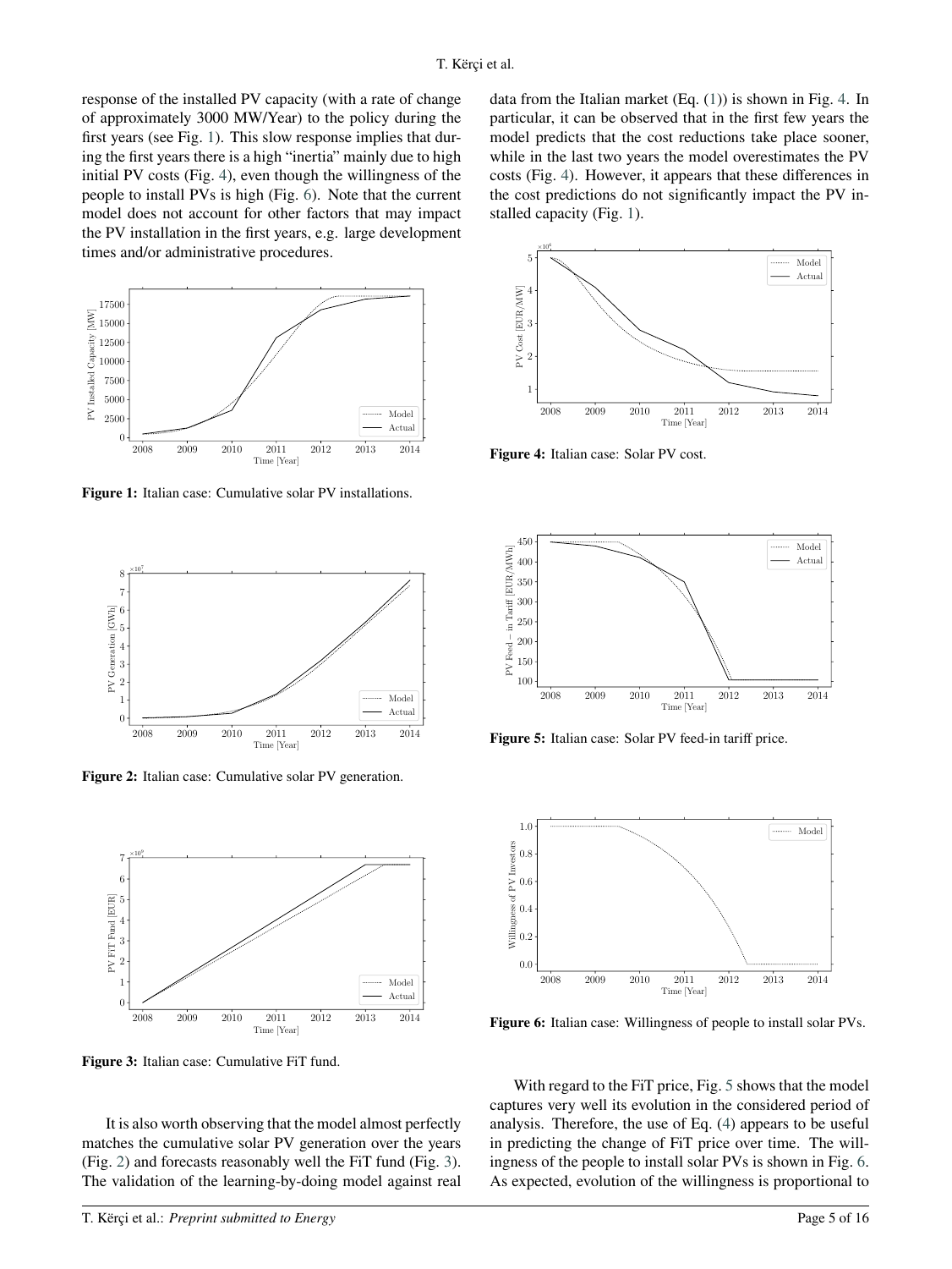response of the installed PV capacity (with a rate of change of approximately 3000 MW/Year) to the policy during the first years (see Fig. 1). This slow response implies that during the first years there is a high "inertia" mainly due to high initial PV costs (Fig. 4), even though the willingness of the people to install PVs is high (Fig. 6). Note that the current model does not account for other factors that may impact the PV installation in the first years, e.g. large development times and/or administrative procedures.

**Figure 1:** Italian case: Cumulative solar PV installations.

**Figure 2:** Italian case: Cumulative solar PV generation.

**Figure 3:** Italian case: Cumulative FiT fund.

It is also worth observing that the model almost perfectly matches the cumulative solar PV generation over the years (Fig. 2) and forecasts reasonably well the FiT fund (Fig. 3). The validation of the learning-by-doing model against real data from the Italian market (Eq. (1)) is shown in Fig. 4. In particular, it can be observed that in the first few years the model predicts that the cost reductions take place sooner, while in the last two years the model overestimates the PV costs (Fig. 4). However, it appears that these differences in the cost predictions do not significantly impact the PV installed capacity (Fig. 1).

**Figure 4:** Italian case: Solar PV cost.

**Figure 5:** Italian case: Solar PV feed-in tariff price.

**Figure 6:** Italian case: Willingness of people to install solar PVs.

With regard to the FiT price, Fig. 5 shows that the model captures very well its evolution in the considered period of analysis. Therefore, the use of Eq. (4) appears to be useful in predicting the change of FiT price over time. The willingness of the people to install solar PVs is shown in Fig. 6. As expected, evolution of the willingness is proportional to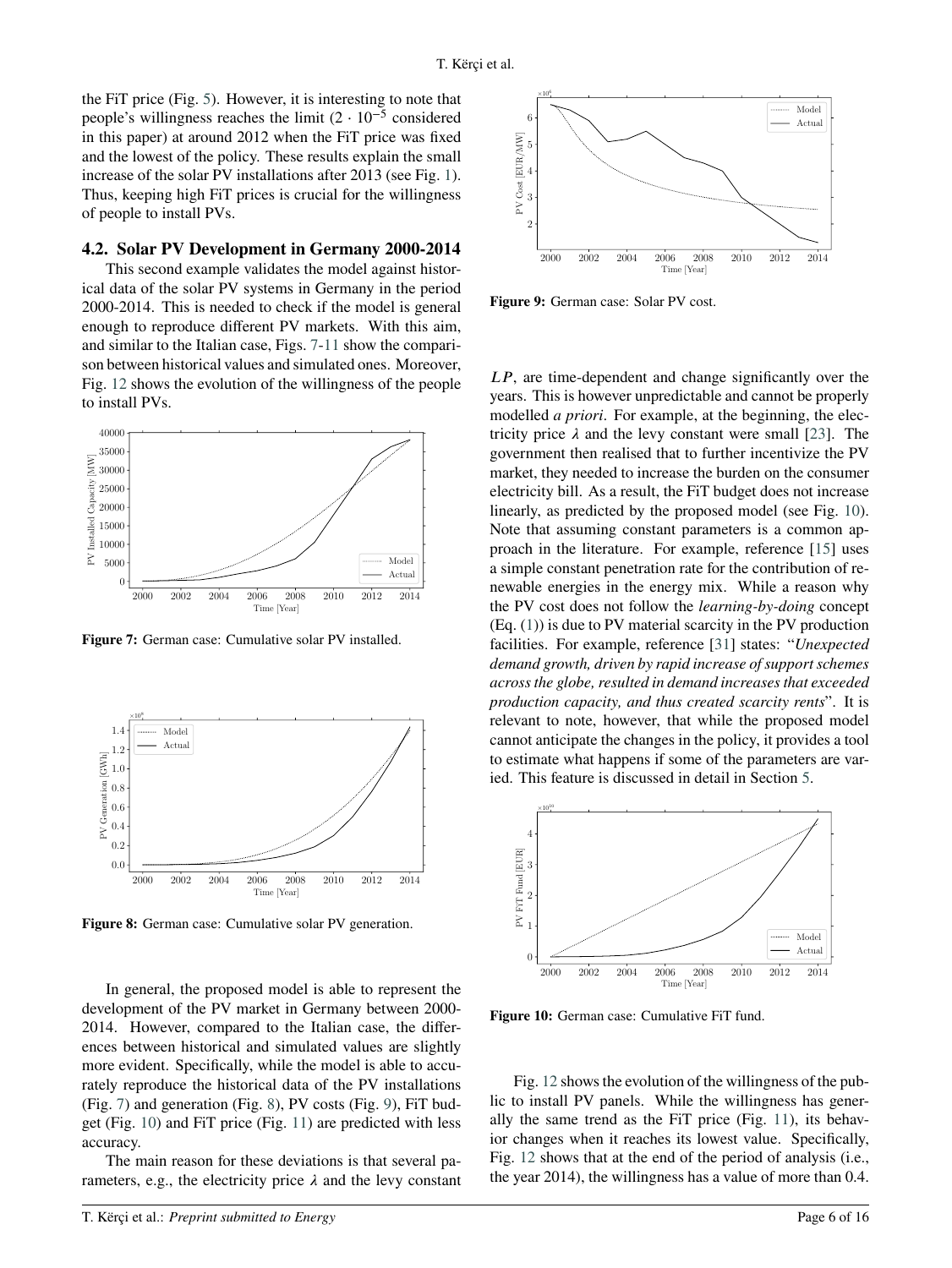the FiT price (Fig. 5). However, it is interesting to note that people's willingness reaches the limit ($2 \cdot 10^{-5}$ considered in this paper) at around 2012 when the FiT price was fixed and the lowest of the policy. These results explain the small increase of the solar PV installations after 2013 (see Fig. 1). Thus, keeping high FiT prices is crucial for the willingness of people to install PVs.

### 4.2. Solar PV Development in Germany 2000-2014

This second example validates the model against historical data of the solar PV systems in Germany in the period 2000-2014. This is needed to check if the model is general enough to reproduce different PV markets. With this aim, and similar to the Italian case, Figs. 7-11 show the comparison between historical values and simulated ones. Moreover, Fig. 12 shows the evolution of the willingness of the people to install PVs.

**Figure 7:** German case: Cumulative solar PV installed.

**Figure 8:** German case: Cumulative solar PV generation.

In general, the proposed model is able to represent the development of the PV market in Germany between 2000-2014. However, compared to the Italian case, the differences between historical and simulated values are slightly more evident. Specifically, while the model is able to accurately reproduce the historical data of the PV installations (Fig. 7) and generation (Fig. 8), PV costs (Fig. 9), FiT budget (Fig. 10) and FiT price (Fig. 11) are predicted with less accuracy.

The main reason for these deviations is that several parameters, e.g., the electricity price $\lambda$ and the levy constant $LP$, are time-dependent and change significantly over the years. This is however unpredictable and cannot be properly modelled *a priori*. For example, at the beginning, the electricity price $\lambda$ and the levy constant were small [23]. The government then realised that to further incentivize the PV market, they needed to increase the burden on the consumer electricity bill. As a result, the FiT budget does not increase linearly, as predicted by the proposed model (see Fig. 10). Note that assuming constant parameters is a common approach in the literature. For example, reference [15] uses a simple constant penetration rate for the contribution of renewable energies in the energy mix. While a reason why the PV cost does not follow the *learning-by-doing* concept (Eq. (1)) is due to PV material scarcity in the PV production facilities. For example, reference [31] states: "*Unexpected demand growth, driven by rapid increase of support schemes across the globe, resulted in demand increases that exceeded production capacity, and thus created scarcity rents*". It is relevant to note, however, that while the proposed model cannot anticipate the changes in the policy, it provides a tool to estimate what happens if some of the parameters are varied. This feature is discussed in detail in Section 5.

**Figure 9:** German case: Solar PV cost.

**Figure 10:** German case: Cumulative FiT fund.

Fig. 12 shows the evolution of the willingness of the public to install PV panels. While the willingness has generally the same trend as the FiT price (Fig. 11), its behavior changes when it reaches its lowest value. Specifically, Fig. 12 shows that at the end of the period of analysis (i.e., the year 2014), the willingness has a value of more than 0.4.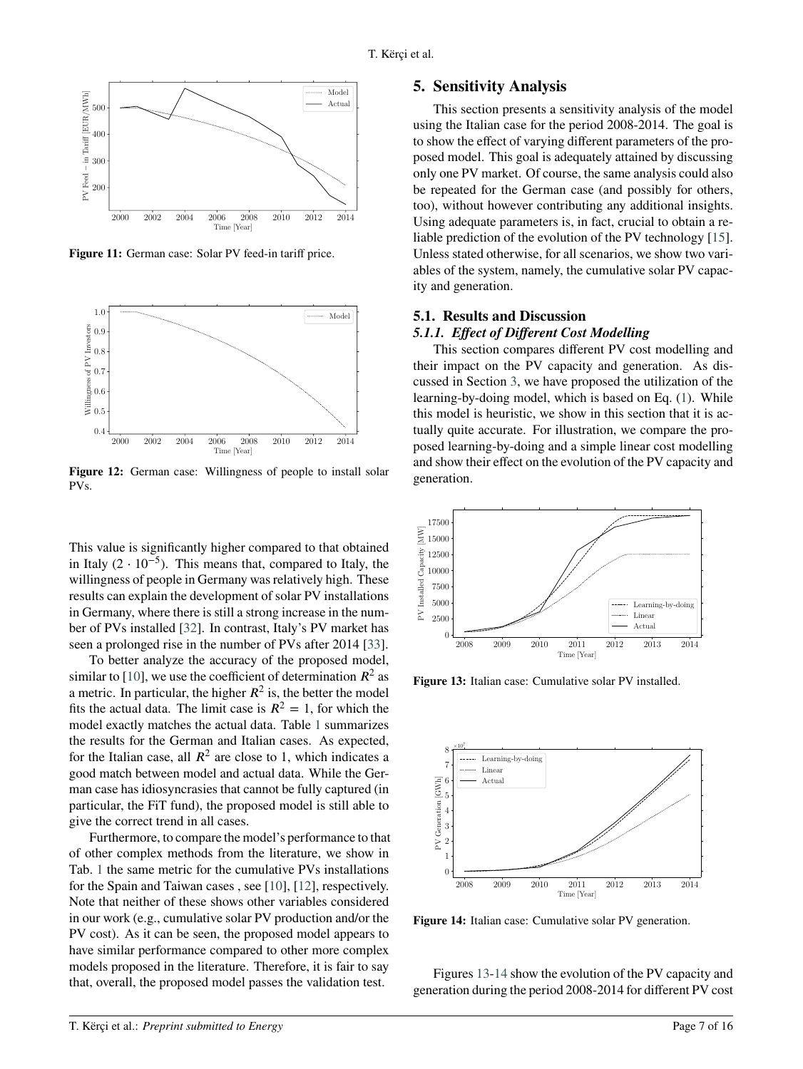Figure 11: German case: Solar PV feed-in tariff price.

Figure 12: German case: Willingness of people to install solar PVs.

This value is significantly higher compared to that obtained in Italy ($2 \cdot 10^{-5}$). This means that, compared to Italy, the willingness of people in Germany was relatively high. These results can explain the development of solar PV installations in Germany, where there is still a strong increase in the number of PVs installed [32]. In contrast, Italy's PV market has seen a prolonged rise in the number of PVs after 2014 [33].

To better analyze the accuracy of the proposed model, similar to [10], we use the coefficient of determination $R^2$ as a metric. In particular, the higher $R^2$ is, the better the model fits the actual data. The limit case is $R^2 = 1$, for which the model exactly matches the actual data. Table 1 summarizes the results for the German and Italian cases. As expected, for the Italian case, all $R^2$ are close to 1, which indicates a good match between model and actual data. While the German case has idiosyncrasies that cannot be fully captured (in particular, the FiT fund), the proposed model is still able to give the correct trend in all cases.

Furthermore, to compare the model's performance to that of other complex methods from the literature, we show in Tab. 1 the same metric for the cumulative PVs installations for the Spain and Taiwan cases , see [10], [12], respectively. Note that neither of these shows other variables considered in our work (e.g., cumulative solar PV production and/or the PV cost). As it can be seen, the proposed model appears to have similar performance compared to other more complex models proposed in the literature. Therefore, it is fair to say that, overall, the proposed model passes the validation test.

# 5. Sensitivity Analysis

This section presents a sensitivity analysis of the model using the Italian case for the period 2008-2014. The goal is to show the effect of varying different parameters of the proposed model. This goal is adequately attained by discussing only one PV market. Of course, the same analysis could also be repeated for the German case (and possibly for others, too), without however contributing any additional insights. Using adequate parameters is, in fact, crucial to obtain a reliable prediction of the evolution of the PV technology [15]. Unless stated otherwise, for all scenarios, we show two variables of the system, namely, the cumulative solar PV capacity and generation.

## 5.1. Results and Discussion

### *5.1.1. Effect of Different Cost Modelling*

This section compares different PV cost modelling and their impact on the PV capacity and generation. As discussed in Section 3, we have proposed the utilization of the learning-by-doing model, which is based on Eq. (1). While this model is heuristic, we show in this section that it is actually quite accurate. For illustration, we compare the proposed learning-by-doing and a simple linear cost modelling and show their effect on the evolution of the PV capacity and generation.

Figure 13: Italian case: Cumulative solar PV installed.

Figure 14: Italian case: Cumulative solar PV generation.

Figures 13-14 show the evolution of the PV capacity and generation during the period 2008-2014 for different PV cost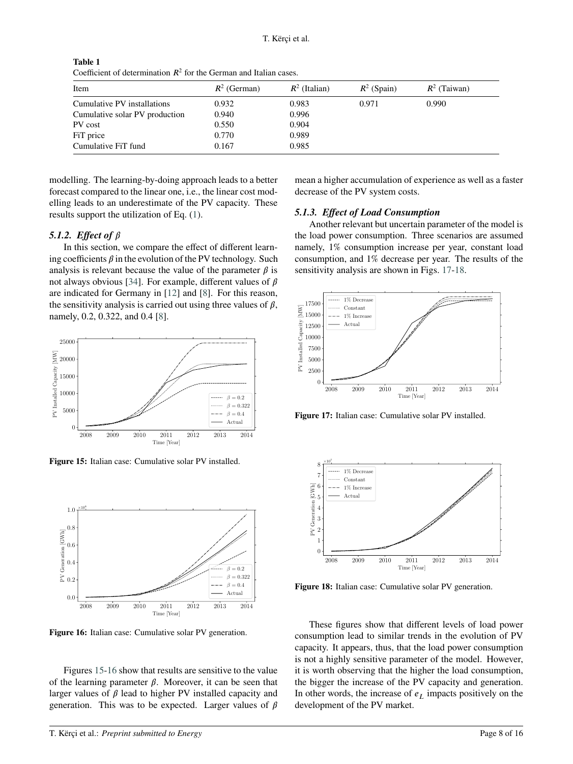**Table 1**
Coefficient of determination $R^2$ for the German and Italian cases.

| Item | $R^2$ (German) | $R^2$ (Italian) | $R^2$ (Spain) | $R^2$ (Taiwan) |
|---|---|---|---|---|
| Cumulative PV installations | 0.932 | 0.983 | 0.971 | 0.990 |
| Cumulative solar PV production | 0.940 | 0.996 | | |
| PV cost | 0.550 | 0.904 | | |
| FiT price | 0.770 | 0.989 | | |
| Cumulative FiT fund | 0.167 | 0.985 | | |

modelling. The learning-by-doing approach leads to a better forecast compared to the linear one, i.e., the linear cost modelling leads to an underestimate of the PV capacity. These results support the utilization of Eq. (1).

### 5.1.2. Effect of $\beta$

In this section, we compare the effect of different learning coefficients $\beta$ in the evolution of the PV technology. Such analysis is relevant because the value of the parameter $\beta$ is not always obvious [34]. For example, different values of $\beta$ are indicated for Germany in [12] and [8]. For this reason, the sensitivity analysis is carried out using three values of $\beta$, namely, 0.2, 0.322, and 0.4 [8].

**Figure 15:** Italian case: Cumulative solar PV installed.

**Figure 16:** Italian case: Cumulative solar PV generation.

Figures 15-16 show that results are sensitive to the value of the learning parameter $\beta$. Moreover, it can be seen that larger values of $\beta$ lead to higher PV installed capacity and generation. This was to be expected. Larger values of $\beta$ mean a higher accumulation of experience as well as a faster decrease of the PV system costs.

### 5.1.3. Effect of Load Consumption

Another relevant but uncertain parameter of the model is the load power consumption. Three scenarios are assumed namely, 1% consumption increase per year, constant load consumption, and 1% decrease per year. The results of the sensitivity analysis are shown in Figs. 17-18.

**Figure 17:** Italian case: Cumulative solar PV installed.

**Figure 18:** Italian case: Cumulative solar PV generation.

These figures show that different levels of load power consumption lead to similar trends in the evolution of PV capacity. It appears, thus, that the load power consumption is not a highly sensitive parameter of the model. However, it is worth observing that the higher the load consumption, the bigger the increase of the PV capacity and generation. In other words, the increase of $e_L$ impacts positively on the development of the PV market.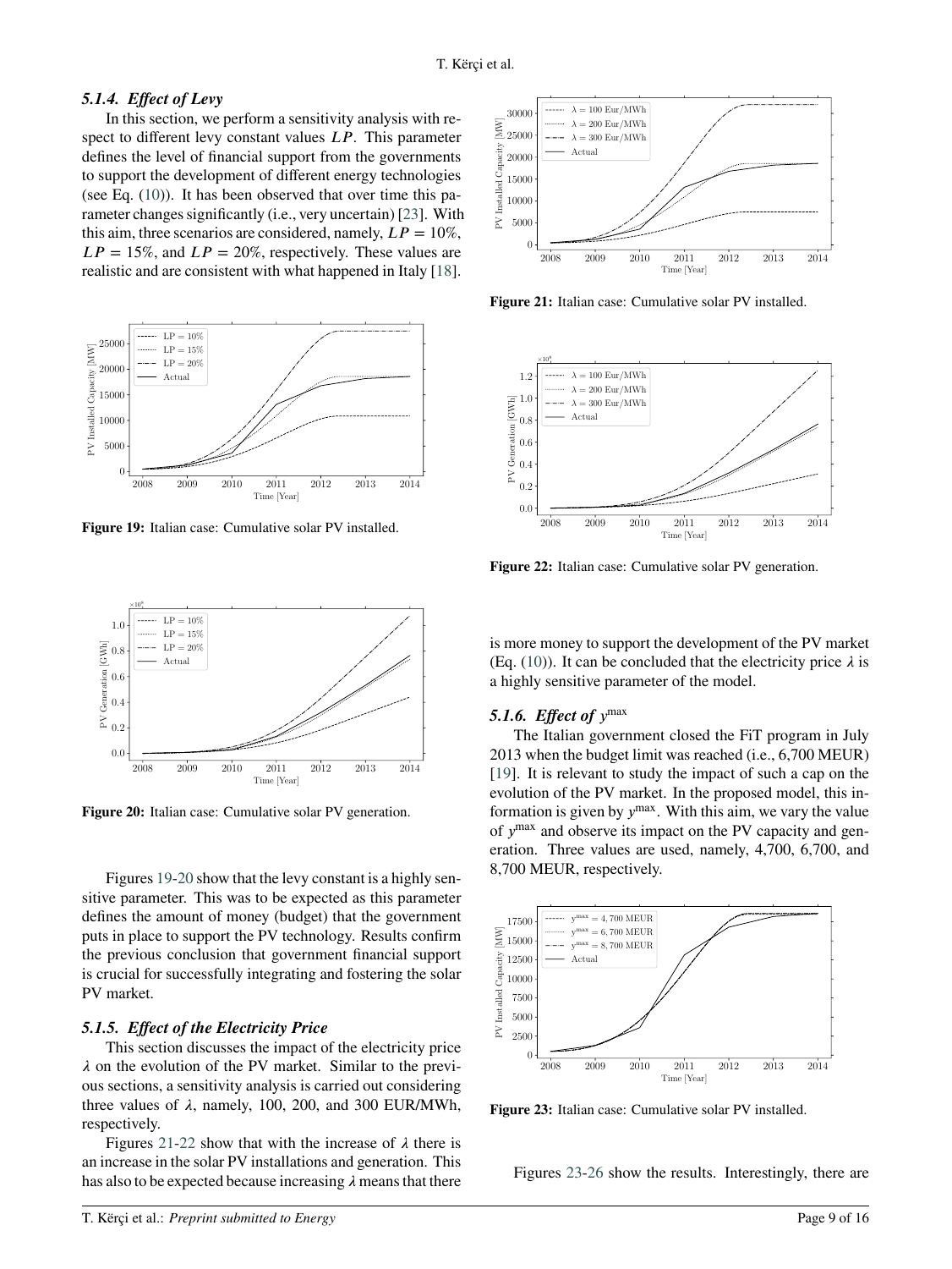### 5.1.4. Effect of Levy

In this section, we perform a sensitivity analysis with respect to different levy constant values $LP$. This parameter defines the level of financial support from the governments to support the development of different energy technologies (see Eq. (10)). It has been observed that over time this parameter changes significantly (i.e., very uncertain) [23]. With this aim, three scenarios are considered, namely, $LP = 10\%$, $LP = 15\%$, and $LP = 20\%$, respectively. These values are realistic and are consistent with what happened in Italy [18].

**Figure 19:** Italian case: Cumulative solar PV installed.

**Figure 20:** Italian case: Cumulative solar PV generation.

Figures 19-20 show that the levy constant is a highly sensitive parameter. This was to be expected as this parameter defines the amount of money (budget) that the government puts in place to support the PV technology. Results confirm the previous conclusion that government financial support is crucial for successfully integrating and fostering the solar PV market.

### 5.1.5. Effect of the Electricity Price

This section discusses the impact of the electricity price $\lambda$ on the evolution of the PV market. Similar to the previous sections, a sensitivity analysis is carried out considering three values of $\lambda$, namely, 100, 200, and 300 EUR/MWh, respectively.

Figures 21-22 show that with the increase of $\lambda$ there is an increase in the solar PV installations and generation. This has also to be expected because increasing $\lambda$ means that there is more money to support the development of the PV market (Eq. (10)). It can be concluded that the electricity price $\lambda$ is a highly sensitive parameter of the model.

**Figure 21:** Italian case: Cumulative solar PV installed.

**Figure 22:** Italian case: Cumulative solar PV generation.

### 5.1.6. Effect of $y^{\max}$

The Italian government closed the FiT program in July 2013 when the budget limit was reached (i.e., 6,700 MEUR) [19]. It is relevant to study the impact of such a cap on the evolution of the PV market. In the proposed model, this information is given by $y^{\max}$. With this aim, we vary the value of $y^{\max}$ and observe its impact on the PV capacity and generation. Three values are used, namely, 4,700, 6,700, and 8,700 MEUR, respectively.

**Figure 23:** Italian case: Cumulative solar PV installed.

Figures 23-26 show the results. Interestingly, there are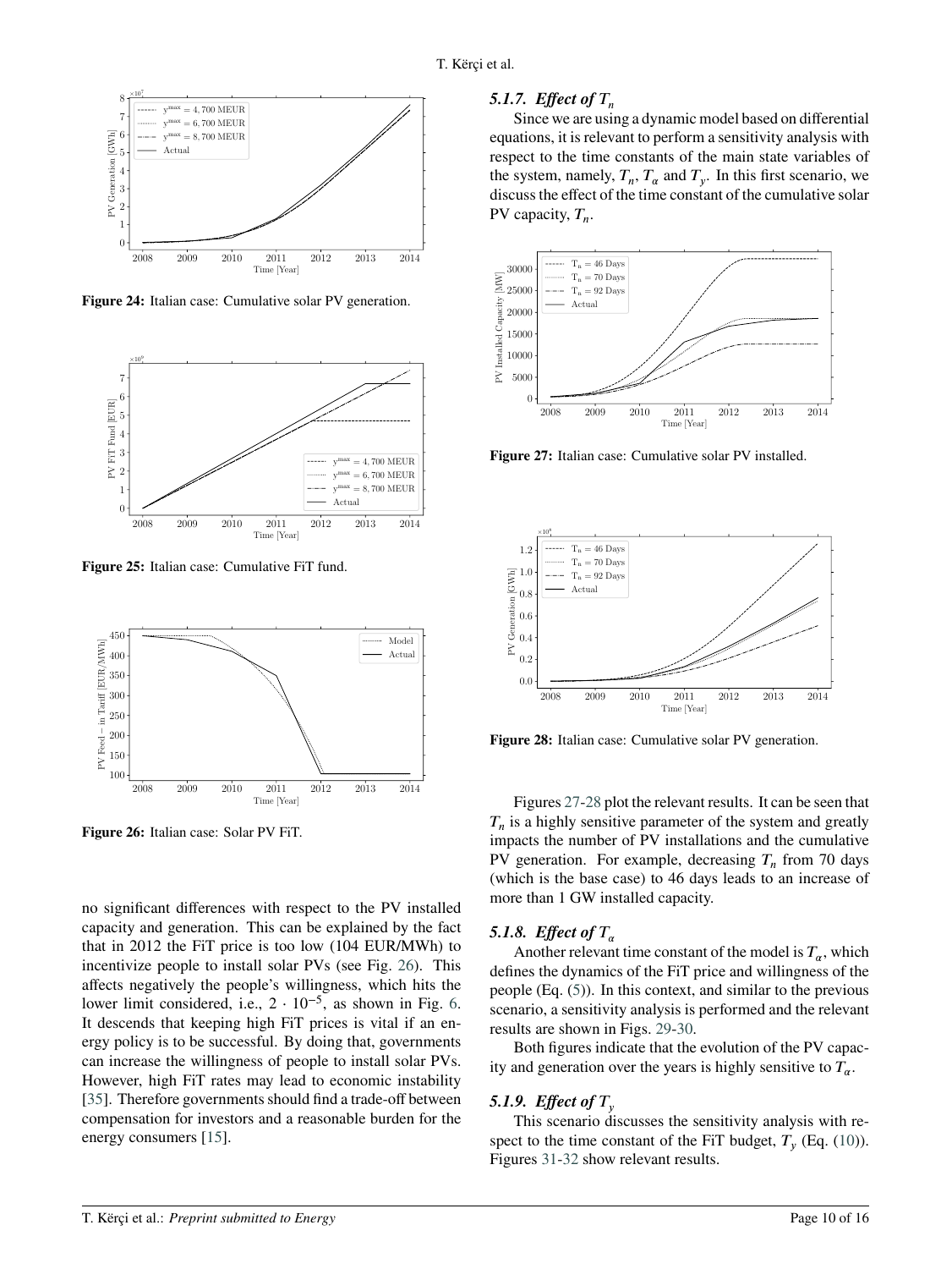Figure 24: Italian case: Cumulative solar PV generation.

Figure 25: Italian case: Cumulative FiT fund.

Figure 26: Italian case: Solar PV FiT.

no significant differences with respect to the PV installed capacity and generation. This can be explained by the fact that in 2012 the FiT price is too low (104 EUR/MWh) to incentivize people to install solar PVs (see Fig. 26). This affects negatively the people's willingness, which hits the lower limit considered, i.e., $2 \cdot 10^{-5}$, as shown in Fig. 6. It descends that keeping high FiT prices is vital if an energy policy is to be successful. By doing that, governments can increase the willingness of people to install solar PVs. However, high FiT rates may lead to economic instability [35]. Therefore governments should find a trade-off between compensation for investors and a reasonable burden for the energy consumers [15].

#### 5.1.7. Effect of $T_n$

Since we are using a dynamic model based on differential equations, it is relevant to perform a sensitivity analysis with respect to the time constants of the main state variables of the system, namely, $T_n$, $T_\alpha$ and $T_y$. In this first scenario, we discuss the effect of the time constant of the cumulative solar PV capacity, $T_n$.

Figure 27: Italian case: Cumulative solar PV installed.

Figure 28: Italian case: Cumulative solar PV generation.

Figures 27-28 plot the relevant results. It can be seen that $T_n$ is a highly sensitive parameter of the system and greatly impacts the number of PV installations and the cumulative PV generation. For example, decreasing $T_n$ from 70 days (which is the base case) to 46 days leads to an increase of more than 1 GW installed capacity.

#### 5.1.8. Effect of $T_\alpha$

Another relevant time constant of the model is $T_\alpha$, which defines the dynamics of the FiT price and willingness of the people (Eq. (5)). In this context, and similar to the previous scenario, a sensitivity analysis is performed and the relevant results are shown in Figs. 29-30.

Both figures indicate that the evolution of the PV capacity and generation over the years is highly sensitive to $T_\alpha$.

#### 5.1.9. Effect of $T_y$

This scenario discusses the sensitivity analysis with respect to the time constant of the FiT budget, $T_y$ (Eq. (10)). Figures 31-32 show relevant results.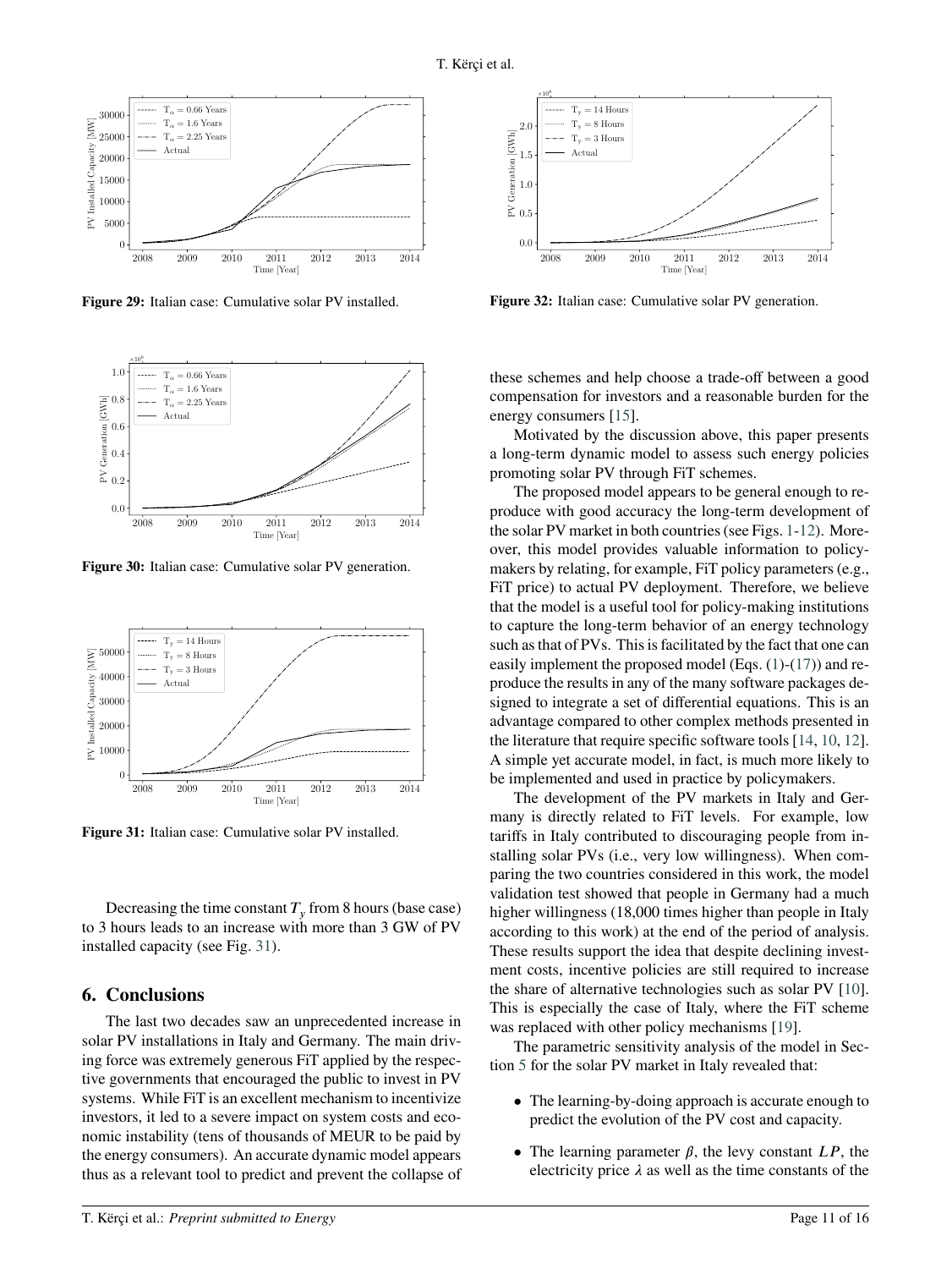Figure 29: Italian case: Cumulative solar PV installed.

Figure 30: Italian case: Cumulative solar PV generation.

Figure 31: Italian case: Cumulative solar PV installed.

Decreasing the time constant $T_y$ from 8 hours (base case) to 3 hours leads to an increase with more than 3 GW of PV installed capacity (see Fig. 31).

## 6. Conclusions

The last two decades saw an unprecedented increase in solar PV installations in Italy and Germany. The main driving force was extremely generous FiT applied by the respective governments that encouraged the public to invest in PV systems. While FiT is an excellent mechanism to incentivize investors, it led to a severe impact on system costs and economic instability (tens of thousands of MEUR to be paid by the energy consumers). An accurate dynamic model appears thus as a relevant tool to predict and prevent the collapse of these schemes and help choose a trade-off between a good compensation for investors and a reasonable burden for the energy consumers [15].

Figure 32: Italian case: Cumulative solar PV generation.

Motivated by the discussion above, this paper presents a long-term dynamic model to assess such energy policies promoting solar PV through FiT schemes.

The proposed model appears to be general enough to reproduce with good accuracy the long-term development of the solar PV market in both countries (see Figs. 1-12). Moreover, this model provides valuable information to policymakers by relating, for example, FiT policy parameters (e.g., FiT price) to actual PV deployment. Therefore, we believe that the model is a useful tool for policy-making institutions to capture the long-term behavior of an energy technology such as that of PVs. This is facilitated by the fact that one can easily implement the proposed model (Eqs. (1)-(17)) and reproduce the results in any of the many software packages designed to integrate a set of differential equations. This is an advantage compared to other complex methods presented in the literature that require specific software tools [14, 10, 12]. A simple yet accurate model, in fact, is much more likely to be implemented and used in practice by policymakers.

The development of the PV markets in Italy and Germany is directly related to FiT levels. For example, low tariffs in Italy contributed to discouraging people from installing solar PVs (i.e., very low willingness). When comparing the two countries considered in this work, the model validation test showed that people in Germany had a much higher willingness (18,000 times higher than people in Italy according to this work) at the end of the period of analysis. These results support the idea that despite declining investment costs, incentive policies are still required to increase the share of alternative technologies such as solar PV [10]. This is especially the case of Italy, where the FiT scheme was replaced with other policy mechanisms [19].

The parametric sensitivity analysis of the model in Section 5 for the solar PV market in Italy revealed that:

- The learning-by-doing approach is accurate enough to predict the evolution of the PV cost and capacity.
- The learning parameter $\beta$, the levy constant $LP$, the electricity price $\lambda$ as well as the time constants of the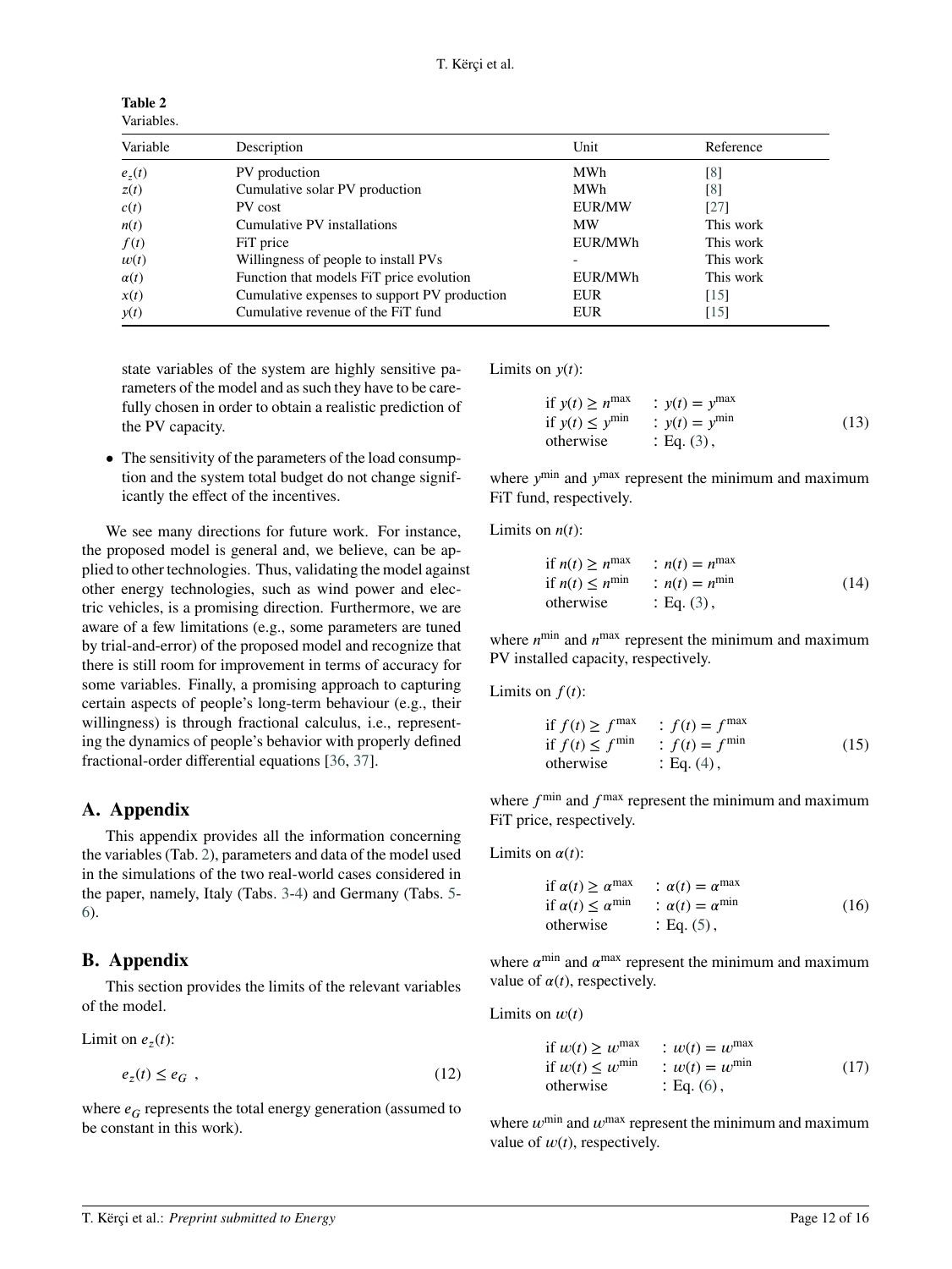**Table 2**
Variables.

| Variable | Description | Unit | Reference |
|---|---|---|---|
| $e_z(t)$ | PV production | MWh | [8] |
| $z(t)$ | Cumulative solar PV production | MWh | [8] |
| $c(t)$ | PV cost | EUR/MW | [27] |
| $n(t)$ | Cumulative PV installations | MW | This work |
| $f(t)$ | FiT price | EUR/MWh | This work |
| $w(t)$ | Willingness of people to install PVs | - | This work |
| $\alpha(t)$ | Function that models FiT price evolution | EUR/MWh | This work |
| $x(t)$ | Cumulative expenses to support PV production | EUR | [15] |
| $y(t)$ | Cumulative revenue of the FiT fund | EUR | [15] |

state variables of the system are highly sensitive parameters of the model and as such they have to be carefully chosen in order to obtain a realistic prediction of the PV capacity.

- The sensitivity of the parameters of the load consumption and the system total budget do not change significantly the effect of the incentives.

We see many directions for future work. For instance, the proposed model is general and, we believe, can be applied to other technologies. Thus, validating the model against other energy technologies, such as wind power and electric vehicles, is a promising direction. Furthermore, we are aware of a few limitations (e.g., some parameters are tuned by trial-and-error) of the proposed model and recognize that there is still room for improvement in terms of accuracy for some variables. Finally, a promising approach to capturing certain aspects of people's long-term behaviour (e.g., their willingness) is through fractional calculus, i.e., representing the dynamics of people's behavior with properly defined fractional-order differential equations [36, 37].

# A. Appendix

This appendix provides all the information concerning the variables (Tab. 2), parameters and data of the model used in the simulations of the two real-world cases considered in the paper, namely, Italy (Tabs. 3-4) and Germany (Tabs. 5-6).

# B. Appendix

This section provides the limits of the relevant variables of the model.

Limit on $e_z(t)$:

$$e_z(t) \leq e_G \ , \tag{12}$$

where $e_G$ represents the total energy generation (assumed to be constant in this work).

Limits on $y(t)$:

$$\begin{array}{ll} \text{if } y(t) \geq y^{\max} & : y(t) = y^{\max} \\ \text{if } y(t) \leq y^{\min} & : y(t) = y^{\min} \\ \text{otherwise} & : \text{Eq. (3)}, \end{array} \tag{13}$$

where $y^{\min}$ and $y^{\max}$ represent the minimum and maximum FiT fund, respectively.

Limits on $n(t)$:

$$\begin{array}{ll} \text{if } n(t) \geq n^{\max} & : n(t) = n^{\max} \\ \text{if } n(t) \leq n^{\min} & : n(t) = n^{\min} \\ \text{otherwise} & : \text{Eq. (3)}, \end{array} \tag{14}$$

where $n^{\min}$ and $n^{\max}$ represent the minimum and maximum PV installed capacity, respectively.

Limits on $f(t)$:

$$\begin{array}{ll} \text{if } f(t) \geq f^{\max} & : f(t) = f^{\max} \\ \text{if } f(t) \leq f^{\min} & : f(t) = f^{\min} \\ \text{otherwise} & : \text{Eq. (4)}, \end{array} \tag{15}$$

where $f^{\min}$ and $f^{\max}$ represent the minimum and maximum FiT price, respectively.

Limits on $\alpha(t)$:

$$\begin{array}{ll} \text{if } \alpha(t) \geq \alpha^{\max} & : \alpha(t) = \alpha^{\max} \\ \text{if } \alpha(t) \leq \alpha^{\min} & : \alpha(t) = \alpha^{\min} \\ \text{otherwise} & : \text{Eq. (5)}, \end{array} \tag{16}$$

where $\alpha^{\min}$ and $\alpha^{\max}$ represent the minimum and maximum value of $\alpha(t)$, respectively.

Limits on $w(t)$

$$\begin{array}{ll} \text{if } w(t) \geq w^{\max} & : w(t) = w^{\max} \\ \text{if } w(t) \leq w^{\min} & : w(t) = w^{\min} \\ \text{otherwise} & : \text{Eq. (6)}, \end{array} \tag{17}$$

where $w^{\min}$ and $w^{\max}$ represent the minimum and maximum value of $w(t)$, respectively.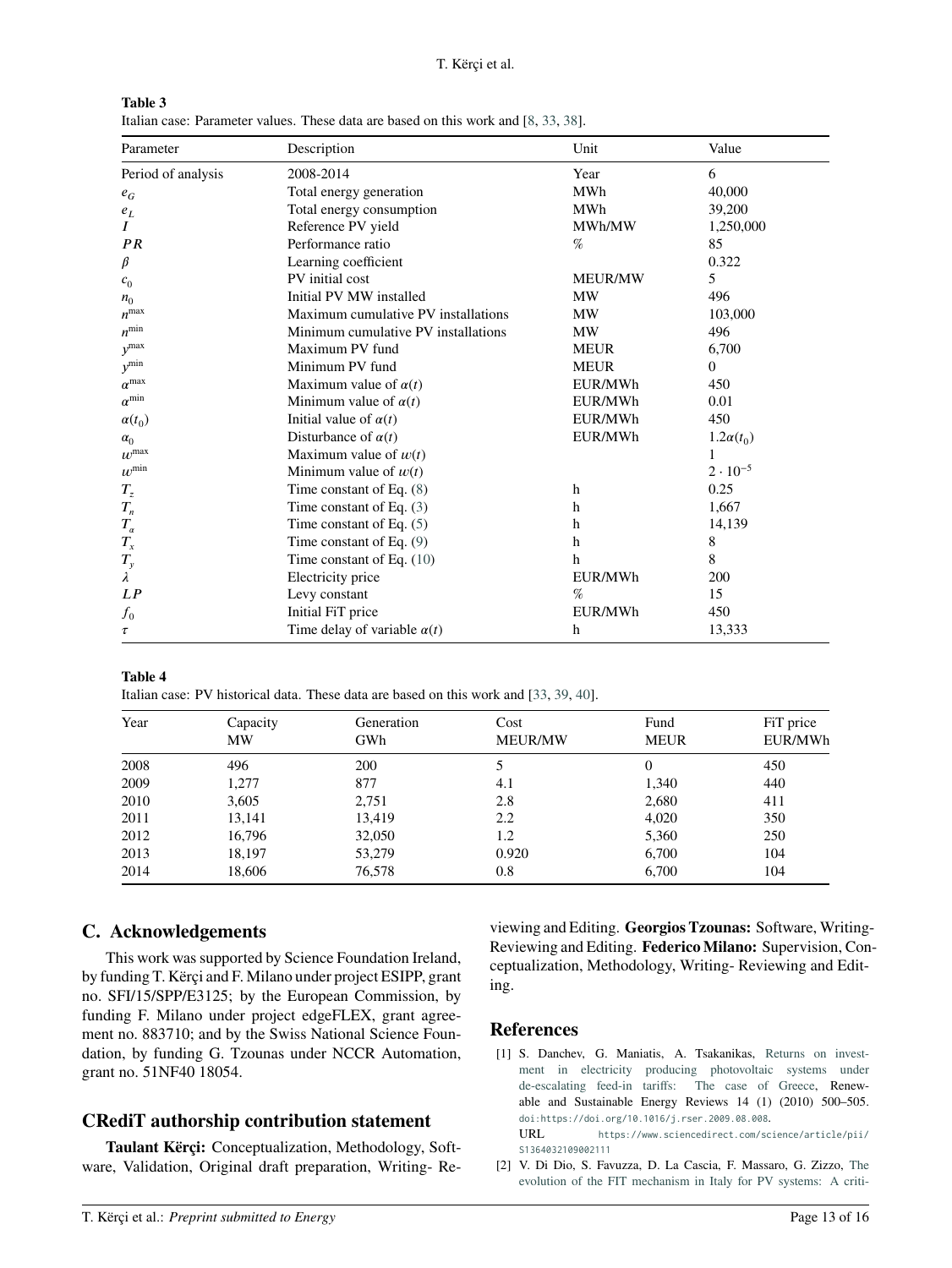**Table 3**
Italian case: Parameter values. These data are based on this work and [8, 33, 38].

| Parameter | Description | Unit | Value |
|---|---|---|---|
| Period of analysis | 2008-2014 | Year | 6 |
| $e_G$ | Total energy generation | MWh | 40,000 |
| $e_L$ | Total energy consumption | MWh | 39,200 |
| $I$ | Reference PV yield | MWh/MW | 1,250,000 |
| $PR$ | Performance ratio | % | 85 |
| $\beta$ | Learning coefficient | | 0.322 |
| $c_0$ | PV initial cost | MEUR/MW | 5 |
| $n_0$ | Initial PV MW installed | MW | 496 |
| $n^{\max}$ | Maximum cumulative PV installations | MW | 103,000 |
| $n^{\min}$ | Minimum cumulative PV installations | MW | 496 |
| $y^{\max}$ | Maximum PV fund | MEUR | 6,700 |
| $y^{\min}$ | Minimum PV fund | MEUR | 0 |
| $\alpha^{\max}$ | Maximum value of $\alpha(t)$ | EUR/MWh | 450 |
| $\alpha^{\min}$ | Minimum value of $\alpha(t)$ | EUR/MWh | 0.01 |
| $\alpha(t_0)$ | Initial value of $\alpha(t)$ | EUR/MWh | 450 |
| $\alpha_0$ | Disturbance of $\alpha(t)$ | EUR/MWh | $1.2\alpha(t_0)$ |
| $w^{\max}$ | Maximum value of $w(t)$ | | 1 |
| $w^{\min}$ | Minimum value of $w(t)$ | | $2 \cdot 10^{-5}$ |
| $T_z$ | Time constant of Eq. (8) | h | 0.25 |
| $T_n$ | Time constant of Eq. (3) | h | 1,667 |
| $T_\alpha$ | Time constant of Eq. (5) | h | 14,139 |
| $T_x$ | Time constant of Eq. (9) | h | 8 |
| $T_y$ | Time constant of Eq. (10) | h | 8 |
| $\lambda$ | Electricity price | EUR/MWh | 200 |
| $LP$ | Levy constant | % | 15 |
| $f_0$ | Initial FiT price | EUR/MWh | 450 |
| $\tau$ | Time delay of variable $\alpha(t)$ | h | 13,333 |

**Table 4**
Italian case: PV historical data. These data are based on this work and [33, 39, 40].

| Year | Capacity MW | Generation GWh | Cost MEUR/MW | Fund MEUR | FiT price EUR/MWh |
|---|---|---|---|---|---|
| 2008 | 496 | 200 | 5 | 0 | 450 |
| 2009 | 1,277 | 877 | 4.1 | 1,340 | 440 |
| 2010 | 3,605 | 2,751 | 2.8 | 2,680 | 411 |
| 2011 | 13,141 | 13,419 | 2.2 | 4,020 | 350 |
| 2012 | 16,796 | 32,050 | 1.2 | 5,360 | 250 |
| 2013 | 18,197 | 53,279 | 0.920 | 6,700 | 104 |
| 2014 | 18,606 | 76,578 | 0.8 | 6,700 | 104 |

## C. Acknowledgements

This work was supported by Science Foundation Ireland, by funding T. Kërçi and F. Milano under project ESIPP, grant no. SFI/15/SPP/E3125; by the European Commission, by funding F. Milano under project edgeFLEX, grant agreement no. 883710; and by the Swiss National Science Foundation, by funding G. Tzounas under NCCR Automation, grant no. 51NF40 18054.

## CRediT authorship contribution statement

**Taulant Kërçi:** Conceptualization, Methodology, Software, Validation, Original draft preparation, Writing- Reviewing and Editing. **Georgios Tzounas:** Software, Writing- Reviewing and Editing. **Federico Milano:** Supervision, Conceptualization, Methodology, Writing- Reviewing and Editing.

## References

[1] S. Danchev, G. Maniatis, A. Tsakanikas, Returns on investment in electricity producing photovoltaic systems under de-escalating feed-in tariffs: The case of Greece, Renewable and Sustainable Energy Reviews 14 (1) (2010) 500–505. doi:https://doi.org/10.1016/j.rser.2009.08.008.
URL https://www.sciencedirect.com/science/article/pii/S1364032109002111

[2] V. Di Dio, S. Favuzza, D. La Cascia, F. Massaro, G. Zizzo, The evolution of the FIT mechanism in Italy for PV systems: A criti-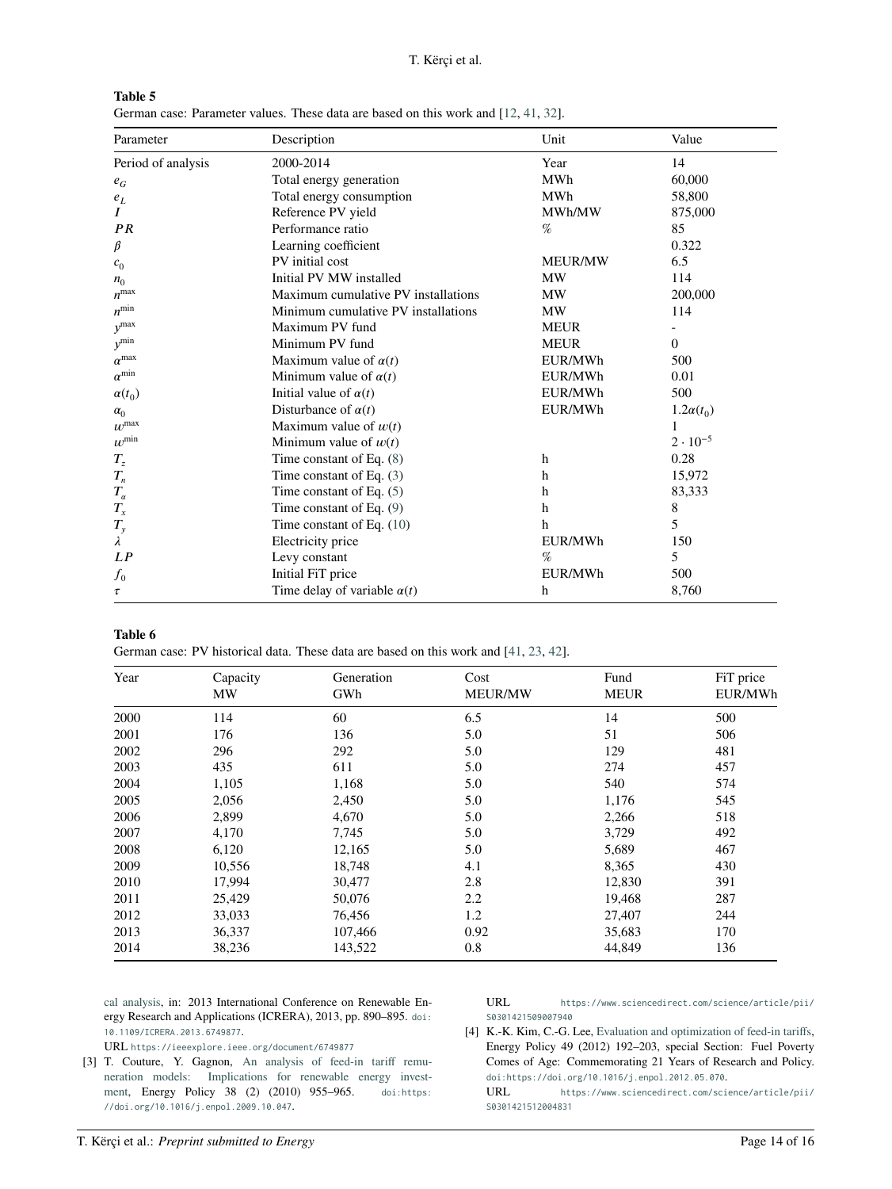**Table 5**
German case: Parameter values. These data are based on this work and [12, 41, 32].

| Parameter | Description | Unit | Value |
|---|---|---|---|
| Period of analysis | 2000-2014 | Year | 14 |
| $e_G$ | Total energy generation | MWh | 60,000 |
| $e_L$ | Total energy consumption | MWh | 58,800 |
| $I$ | Reference PV yield | MWh/MW | 875,000 |
| $PR$ | Performance ratio | % | 85 |
| $\beta$ | Learning coefficient | | 0.322 |
| $c_0$ | PV initial cost | MEUR/MW | 6.5 |
| $n_0$ | Initial PV MW installed | MW | 114 |
| $n^{\max}$ | Maximum cumulative PV installations | MW | 200,000 |
| $n^{\min}$ | Minimum cumulative PV installations | MW | 114 |
| $y^{\max}$ | Maximum PV fund | MEUR | - |
| $y^{\min}$ | Minimum PV fund | MEUR | 0 |
| $\alpha^{\max}$ | Maximum value of $\alpha(t)$ | EUR/MWh | 500 |
| $\alpha^{\min}$ | Minimum value of $\alpha(t)$ | EUR/MWh | 0.01 |
| $\alpha(t_0)$ | Initial value of $\alpha(t)$ | EUR/MWh | 500 |
| $\alpha_0$ | Disturbance of $\alpha(t)$ | EUR/MWh | $1.2\alpha(t_0)$ |
| $w^{\max}$ | Maximum value of $w(t)$ | | 1 |
| $w^{\min}$ | Minimum value of $w(t)$ | | $2 \cdot 10^{-5}$ |
| $T_z$ | Time constant of Eq. (8) | h | 0.28 |
| $T_n$ | Time constant of Eq. (3) | h | 15,972 |
| $T_\alpha$ | Time constant of Eq. (5) | h | 83,333 |
| $T_x$ | Time constant of Eq. (9) | h | 8 |
| $T_y$ | Time constant of Eq. (10) | h | 5 |
| $\lambda$ | Electricity price | EUR/MWh | 150 |
| $LP$ | Levy constant | % | 5 |
| $f_0$ | Initial FiT price | EUR/MWh | 500 |
| $\tau$ | Time delay of variable $\alpha(t)$ | h | 8,760 |

**Table 6**
German case: PV historical data. These data are based on this work and [41, 23, 42].

| Year | Capacity MW | Generation GWh | Cost MEUR/MW | Fund MEUR | FiT price EUR/MWh |
|---|---|---|---|---|---|
| 2000 | 114 | 60 | 6.5 | 14 | 500 |
| 2001 | 176 | 136 | 5.0 | 51 | 506 |
| 2002 | 296 | 292 | 5.0 | 129 | 481 |
| 2003 | 435 | 611 | 5.0 | 274 | 457 |
| 2004 | 1,105 | 1,168 | 5.0 | 540 | 574 |
| 2005 | 2,056 | 2,450 | 5.0 | 1,176 | 545 |
| 2006 | 2,899 | 4,670 | 5.0 | 2,266 | 518 |
| 2007 | 4,170 | 7,745 | 5.0 | 3,729 | 492 |
| 2008 | 6,120 | 12,165 | 5.0 | 5,689 | 467 |
| 2009 | 10,556 | 18,748 | 4.1 | 8,365 | 430 |
| 2010 | 17,994 | 30,477 | 2.8 | 12,830 | 391 |
| 2011 | 25,429 | 50,076 | 2.2 | 19,468 | 287 |
| 2012 | 33,033 | 76,456 | 1.2 | 27,407 | 244 |
| 2013 | 36,337 | 107,466 | 0.92 | 35,683 | 170 |
| 2014 | 38,236 | 143,522 | 0.8 | 44,849 | 136 |

cal analysis, in: 2013 International Conference on Renewable Energy Research and Applications (ICRERA), 2013, pp. 890–895. doi:10.1109/ICRERA.2013.6749877.
URL https://ieeexplore.ieee.org/document/6749877

[3] T. Couture, Y. Gagnon, An analysis of feed-in tariff remuneration models: Implications for renewable energy investment, Energy Policy 38 (2) (2010) 955–965. doi:https://doi.org/10.1016/j.enpol.2009.10.047.
URL https://www.sciencedirect.com/science/article/pii/S0301421509007940

[4] K.-K. Kim, C.-G. Lee, Evaluation and optimization of feed-in tariffs, Energy Policy 49 (2012) 192–203, special Section: Fuel Poverty Comes of Age: Commemorating 21 Years of Research and Policy. doi:https://doi.org/10.1016/j.enpol.2012.05.070.
URL https://www.sciencedirect.com/science/article/pii/S0301421512004831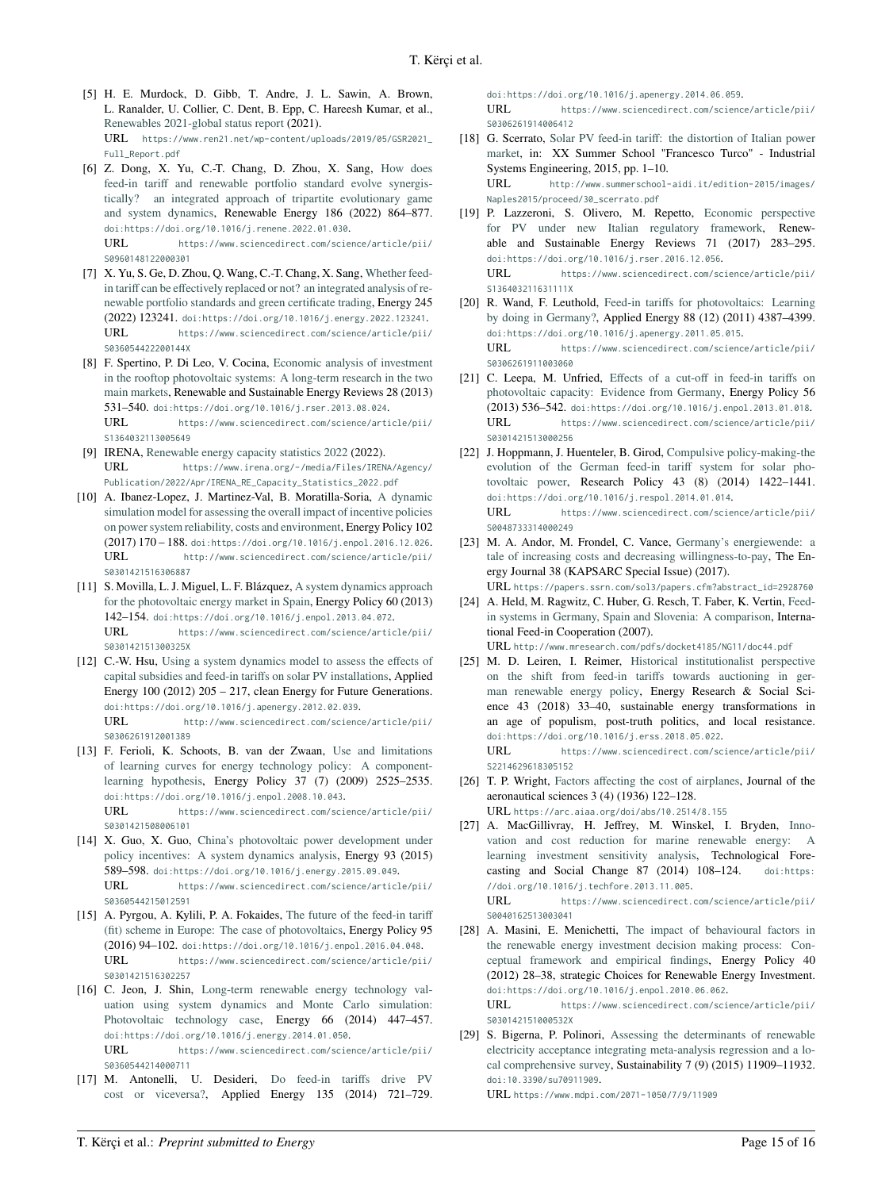[5] H. E. Murdock, D. Gibb, T. Andre, J. L. Sawin, A. Brown, L. Ranalder, U. Collier, C. Dent, B. Epp, C. Hareesh Kumar, et al., Renewables 2021-global status report (2021).
URL https://www.ren21.net/wp-content/uploads/2019/05/GSR2021_Full_Report.pdf

[6] Z. Dong, X. Yu, C.-T. Chang, D. Zhou, X. Sang, How does feed-in tariff and renewable portfolio standard evolve synergistically? an integrated approach of tripartite evolutionary game and system dynamics, Renewable Energy 186 (2022) 864–877. doi:https://doi.org/10.1016/j.renene.2022.01.030.
URL https://www.sciencedirect.com/science/article/pii/S0960148122000301

[7] X. Yu, S. Ge, D. Zhou, Q. Wang, C.-T. Chang, X. Sang, Whether feed-in tariff can be effectively replaced or not? an integrated analysis of renewable portfolio standards and green certificate trading, Energy 245 (2022) 123241. doi:https://doi.org/10.1016/j.energy.2022.123241.
URL https://www.sciencedirect.com/science/article/pii/S036054422200144X

[8] F. Spertino, P. Di Leo, V. Cocina, Economic analysis of investment in the rooftop photovoltaic systems: A long-term research in the two main markets, Renewable and Sustainable Energy Reviews 28 (2013) 531–540. doi:https://doi.org/10.1016/j.rser.2013.08.024.
URL https://www.sciencedirect.com/science/article/pii/S1364032113005649

[9] IRENA, Renewable energy capacity statistics 2022 (2022).
URL https://www.irena.org/-/media/Files/IRENA/Agency/Publication/2022/Apr/IRENA_RE_Capacity_Statistics_2022.pdf

[10] A. Ibanez-Lopez, J. Martinez-Val, B. Moratilla-Soria, A dynamic simulation model for assessing the overall impact of incentive policies on power system reliability, costs and environment, Energy Policy 102 (2017) 170 – 188. doi:https://doi.org/10.1016/j.enpol.2016.12.026.
URL http://www.sciencedirect.com/science/article/pii/S0301421516306887

[11] S. Movilla, L. J. Miguel, L. F. Blázquez, A system dynamics approach for the photovoltaic energy market in Spain, Energy Policy 60 (2013) 142–154. doi:https://doi.org/10.1016/j.enpol.2013.04.072.
URL https://www.sciencedirect.com/science/article/pii/S030142151300325X

[12] C.-W. Hsu, Using a system dynamics model to assess the effects of capital subsidies and feed-in tariffs on solar PV installations, Applied Energy 100 (2012) 205 – 217, clean Energy for Future Generations. doi:https://doi.org/10.1016/j.apenergy.2012.02.039.
URL http://www.sciencedirect.com/science/article/pii/S0306261912001389

[13] F. Ferioli, K. Schoots, B. van der Zwaan, Use and limitations of learning curves for energy technology policy: A component-learning hypothesis, Energy Policy 37 (7) (2009) 2525–2535. doi:https://doi.org/10.1016/j.enpol.2008.10.043.
URL https://www.sciencedirect.com/science/article/pii/S0301421508006101

[14] X. Guo, X. Guo, China's photovoltaic power development under policy incentives: A system dynamics analysis, Energy 93 (2015) 589–598. doi:https://doi.org/10.1016/j.energy.2015.09.049.
URL https://www.sciencedirect.com/science/article/pii/S0360544215012591

[15] A. Pyrgou, A. Kylili, P. A. Fokaides, The future of the feed-in tariff (fit) scheme in Europe: The case of photovoltaics, Energy Policy 95 (2016) 94–102. doi:https://doi.org/10.1016/j.enpol.2016.04.048.
URL https://www.sciencedirect.com/science/article/pii/S0301421516302257

[16] C. Jeon, J. Shin, Long-term renewable energy technology valuation using system dynamics and Monte Carlo simulation: Photovoltaic technology case, Energy 66 (2014) 447–457. doi:https://doi.org/10.1016/j.energy.2014.01.050.
URL https://www.sciencedirect.com/science/article/pii/S0360544214000711

[17] M. Antonelli, U. Desideri, Do feed-in tariffs drive PV cost or viceversa?, Applied Energy 135 (2014) 721–729. doi:https://doi.org/10.1016/j.apenergy.2014.06.059.
URL https://www.sciencedirect.com/science/article/pii/S0306261914006412

[18] G. Scerrato, Solar PV feed-in tariff: the distortion of Italian power market, in: XX Summer School "Francesco Turco" - Industrial Systems Engineering, 2015, pp. 1–10.
URL http://www.summerschool-aidi.it/edition-2015/images/Naples2015/proceed/30_scerrato.pdf

[19] P. Lazzeroni, S. Olivero, M. Repetto, Economic perspective for PV under new Italian regulatory framework, Renewable and Sustainable Energy Reviews 71 (2017) 283–295. doi:https://doi.org/10.1016/j.rser.2016.12.056.
URL https://www.sciencedirect.com/science/article/pii/S136403211631111X

[20] R. Wand, F. Leuthold, Feed-in tariffs for photovoltaics: Learning by doing in Germany?, Applied Energy 88 (12) (2011) 4387–4399. doi:https://doi.org/10.1016/j.apenergy.2011.05.015.
URL https://www.sciencedirect.com/science/article/pii/S0306261911003060

[21] C. Leepa, M. Unfried, Effects of a cut-off in feed-in tariffs on photovoltaic capacity: Evidence from Germany, Energy Policy 56 (2013) 536–542. doi:https://doi.org/10.1016/j.enpol.2013.01.018.
URL https://www.sciencedirect.com/science/article/pii/S0301421513000256

[22] J. Hoppmann, J. Huenteler, B. Girod, Compulsive policy-making-the evolution of the German feed-in tariff system for solar photovoltaic power, Research Policy 43 (8) (2014) 1422–1441. doi:https://doi.org/10.1016/j.respol.2014.01.014.
URL https://www.sciencedirect.com/science/article/pii/S0048733314000249

[23] M. A. Andor, M. Frondel, C. Vance, Germany's energiewende: a tale of increasing costs and decreasing willingness-to-pay, The Energy Journal 38 (KAPSARC Special Issue) (2017).
URL https://papers.ssrn.com/sol3/papers.cfm?abstract_id=2928760

[24] A. Held, M. Ragwitz, C. Huber, G. Resch, T. Faber, K. Vertin, Feed-in systems in Germany, Spain and Slovenia: A comparison, International Feed-in Cooperation (2007).
URL http://www.mresearch.com/pdfs/docket4185/NG11/doc44.pdf

[25] M. D. Leiren, I. Reimer, Historical institutionalist perspective on the shift from feed-in tariffs towards auctioning in german renewable energy policy, Energy Research & Social Science 43 (2018) 33–40, sustainable energy transformations in an age of populism, post-truth politics, and local resistance. doi:https://doi.org/10.1016/j.erss.2018.05.022.
URL https://www.sciencedirect.com/science/article/pii/S2214629618305152

[26] T. P. Wright, Factors affecting the cost of airplanes, Journal of the aeronautical sciences 3 (4) (1936) 122–128.
URL https://arc.aiaa.org/doi/abs/10.2514/8.155

[27] A. MacGillivray, H. Jeffrey, M. Winskel, I. Bryden, Innovation and cost reduction for marine renewable energy: A learning investment sensitivity analysis, Technological Forecasting and Social Change 87 (2014) 108–124. doi:https://doi.org/10.1016/j.techfore.2013.11.005.
URL https://www.sciencedirect.com/science/article/pii/S0040162513003041

[28] A. Masini, E. Menichetti, The impact of behavioural factors in the renewable energy investment decision making process: Conceptual framework and empirical findings, Energy Policy 40 (2012) 28–38, strategic Choices for Renewable Energy Investment. doi:https://doi.org/10.1016/j.enpol.2010.06.062.
URL https://www.sciencedirect.com/science/article/pii/S030142151000532X

[29] S. Bigerna, P. Polinori, Assessing the determinants of renewable electricity acceptance integrating meta-analysis regression and a local comprehensive survey, Sustainability 7 (9) (2015) 11909–11932. doi:10.3390/su70911909.
URL https://www.mdpi.com/2071-1050/7/9/11909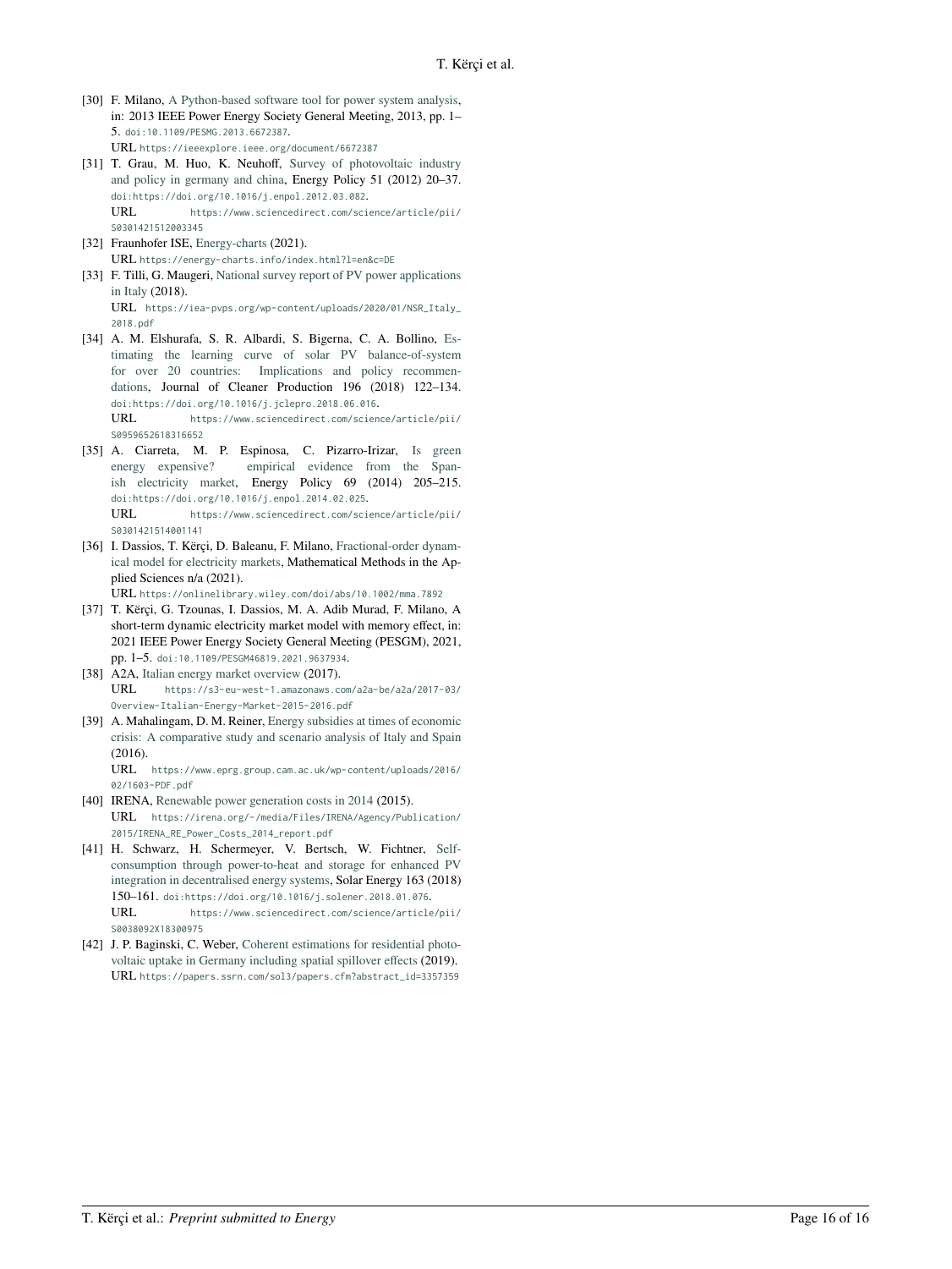[30] F. Milano, A Python-based software tool for power system analysis, in: 2013 IEEE Power Energy Society General Meeting, 2013, pp. 1–5. doi:10.1109/PESMG.2013.6672387.
URL https://ieeexplore.ieee.org/document/6672387

[31] T. Grau, M. Huo, K. Neuhoff, Survey of photovoltaic industry and policy in germany and china, Energy Policy 51 (2012) 20–37. doi:https://doi.org/10.1016/j.enpol.2012.03.082.
URL https://www.sciencedirect.com/science/article/pii/S0301421512003345

[32] Fraunhofer ISE, Energy-charts (2021).
URL https://energy-charts.info/index.html?l=en&c=DE

[33] F. Tilli, G. Maugeri, National survey report of PV power applications in Italy (2018).
URL https://iea-pvps.org/wp-content/uploads/2020/01/NSR_Italy_2018.pdf

[34] A. M. Elshurafa, S. R. Albardi, S. Bigerna, C. A. Bollino, Estimating the learning curve of solar PV balance-of-system for over 20 countries: Implications and policy recommendations, Journal of Cleaner Production 196 (2018) 122–134. doi:https://doi.org/10.1016/j.jclepro.2018.06.016.
URL https://www.sciencedirect.com/science/article/pii/S0959652618316652

[35] A. Ciarreta, M. P. Espinosa, C. Pizarro-Irizar, Is green energy expensive? empirical evidence from the Spanish electricity market, Energy Policy 69 (2014) 205–215. doi:https://doi.org/10.1016/j.enpol.2014.02.025.
URL https://www.sciencedirect.com/science/article/pii/S0301421514001141

[36] I. Dassios, T. Kërçi, D. Baleanu, F. Milano, Fractional-order dynamical model for electricity markets, Mathematical Methods in the Applied Sciences n/a (2021).
URL https://onlinelibrary.wiley.com/doi/abs/10.1002/mma.7892

[37] T. Kërçi, G. Tzounas, I. Dassios, M. A. Adib Murad, F. Milano, A short-term dynamic electricity market model with memory effect, in: 2021 IEEE Power Energy Society General Meeting (PESGM), 2021, pp. 1–5. doi:10.1109/PESGM46819.2021.9637934.

[38] A2A, Italian energy market overview (2017).
URL https://s3-eu-west-1.amazonaws.com/a2a-be/a2a/2017-03/Overview-Italian-Energy-Market-2015-2016.pdf

[39] A. Mahalingam, D. M. Reiner, Energy subsidies at times of economic crisis: A comparative study and scenario analysis of Italy and Spain (2016).
URL https://www.eprg.group.cam.ac.uk/wp-content/uploads/2016/02/1603-PDF.pdf

[40] IRENA, Renewable power generation costs in 2014 (2015).
URL https://irena.org/-/media/Files/IRENA/Agency/Publication/2015/IRENA_RE_Power_Costs_2014_report.pdf

[41] H. Schwarz, H. Schermeyer, V. Bertsch, W. Fichtner, Self-consumption through power-to-heat and storage for enhanced PV integration in decentralised energy systems, Solar Energy 163 (2018) 150–161. doi:https://doi.org/10.1016/j.solener.2018.01.076.
URL https://www.sciencedirect.com/science/article/pii/S0038092X18300975

[42] J. P. Baginski, C. Weber, Coherent estimations for residential photovoltaic uptake in Germany including spatial spillover effects (2019).
URL https://papers.ssrn.com/sol3/papers.cfm?abstract_id=3357359